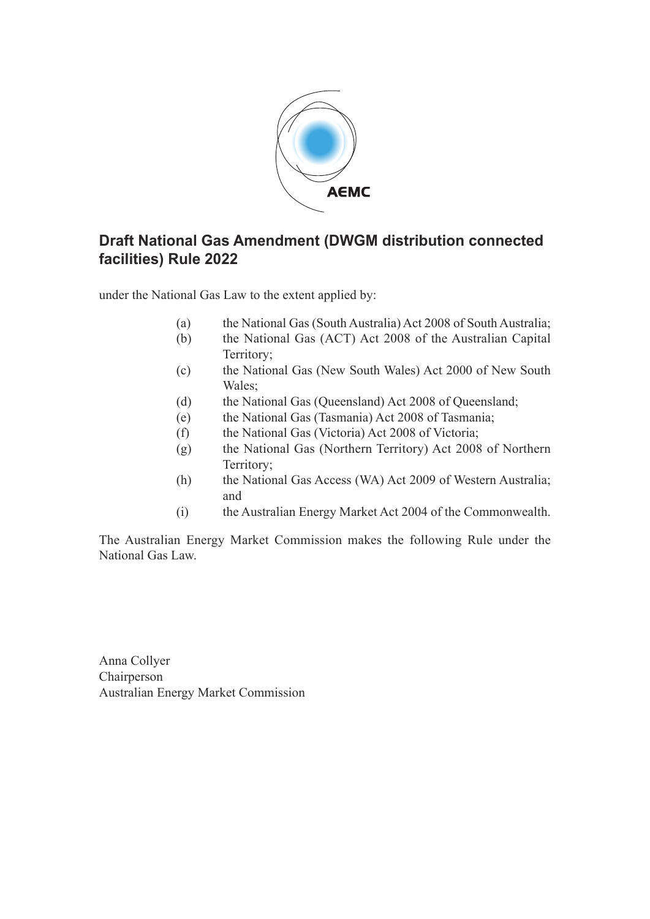# Draft National Gas Amendment (DWGM distribution connected facilities) Rule 2022

under the National Gas Law to the extent applied by:

(a) the National Gas (South Australia) Act 2008 of South Australia;
(b) the National Gas (ACT) Act 2008 of the Australian Capital Territory;
(c) the National Gas (New South Wales) Act 2000 of New South Wales;
(d) the National Gas (Queensland) Act 2008 of Queensland;
(e) the National Gas (Tasmania) Act 2008 of Tasmania;
(f) the National Gas (Victoria) Act 2008 of Victoria;
(g) the National Gas (Northern Territory) Act 2008 of Northern Territory;
(h) the National Gas Access (WA) Act 2009 of Western Australia; and
(i) the Australian Energy Market Act 2004 of the Commonwealth.

The Australian Energy Market Commission makes the following Rule under the National Gas Law.

Anna Collyer
Chairperson
Australian Energy Market Commission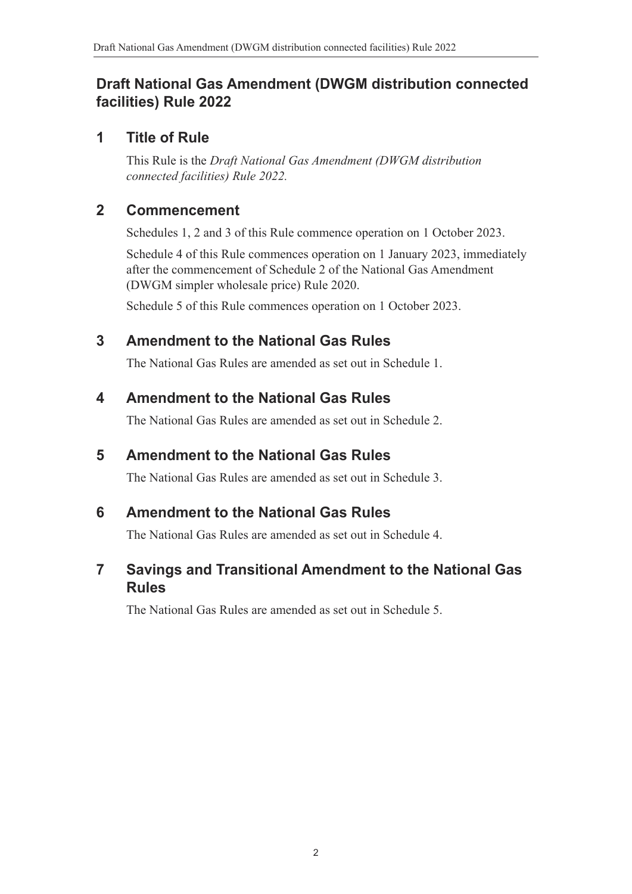# Draft National Gas Amendment (DWGM distribution connected facilities) Rule 2022

## 1 Title of Rule

This Rule is the *Draft National Gas Amendment (DWGM distribution connected facilities) Rule 2022.*

## 2 Commencement

Schedules 1, 2 and 3 of this Rule commence operation on 1 October 2023.

Schedule 4 of this Rule commences operation on 1 January 2023, immediately after the commencement of Schedule 2 of the National Gas Amendment (DWGM simpler wholesale price) Rule 2020.

Schedule 5 of this Rule commences operation on 1 October 2023.

## 3 Amendment to the National Gas Rules

The National Gas Rules are amended as set out in Schedule 1.

## 4 Amendment to the National Gas Rules

The National Gas Rules are amended as set out in Schedule 2.

## 5 Amendment to the National Gas Rules

The National Gas Rules are amended as set out in Schedule 3.

## 6 Amendment to the National Gas Rules

The National Gas Rules are amended as set out in Schedule 4.

## 7 Savings and Transitional Amendment to the National Gas Rules

The National Gas Rules are amended as set out in Schedule 5.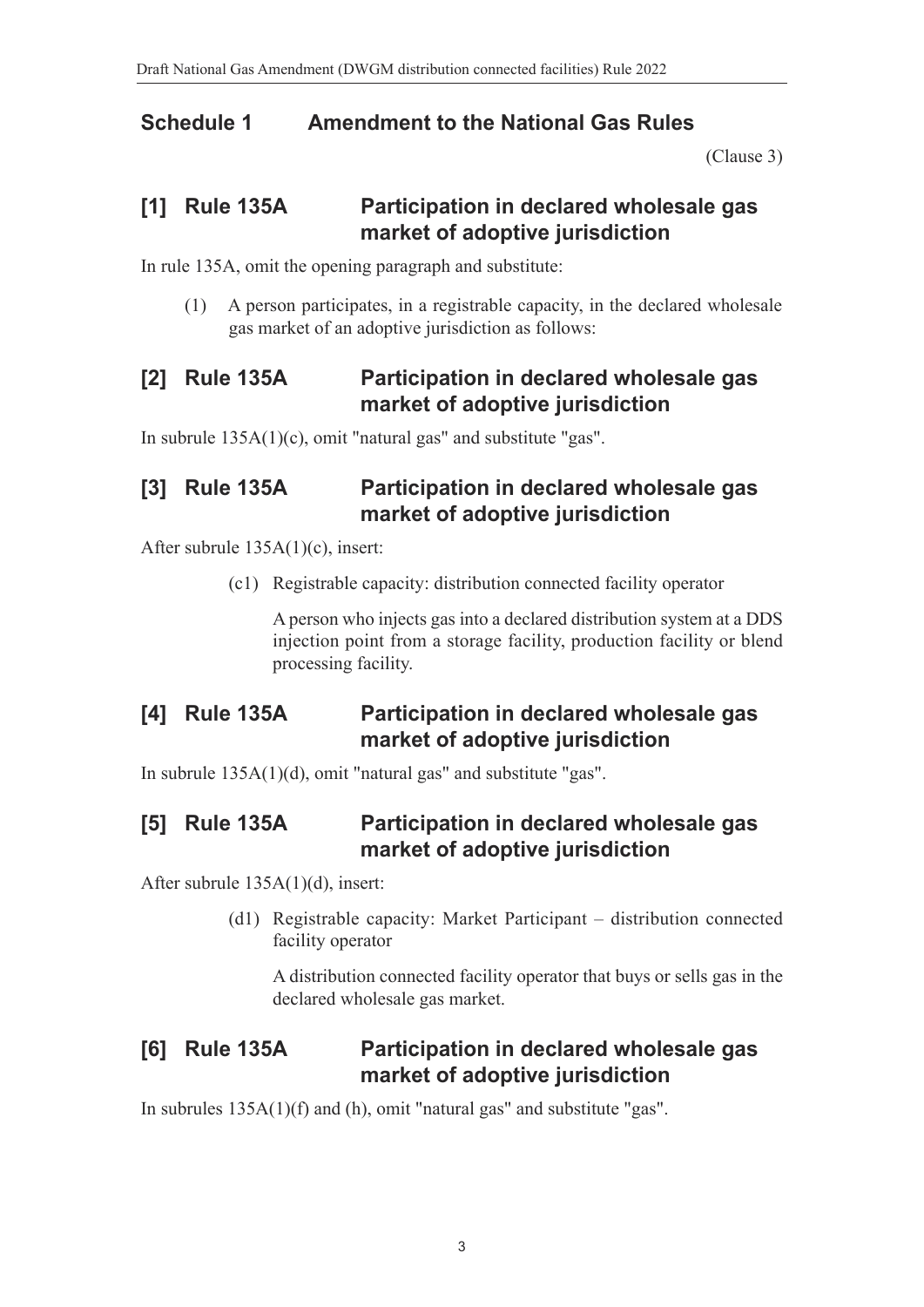## Schedule 1 Amendment to the National Gas Rules

(Clause 3)

### [1] Rule 135A Participation in declared wholesale gas market of adoptive jurisdiction

In rule 135A, omit the opening paragraph and substitute:

(1) A person participates, in a registrable capacity, in the declared wholesale gas market of an adoptive jurisdiction as follows:

### [2] Rule 135A Participation in declared wholesale gas market of adoptive jurisdiction

In subrule 135A(1)(c), omit "natural gas" and substitute "gas".

### [3] Rule 135A Participation in declared wholesale gas market of adoptive jurisdiction

After subrule 135A(1)(c), insert:

(c1) Registrable capacity: distribution connected facility operator

A person who injects gas into a declared distribution system at a DDS injection point from a storage facility, production facility or blend processing facility.

### [4] Rule 135A Participation in declared wholesale gas market of adoptive jurisdiction

In subrule 135A(1)(d), omit "natural gas" and substitute "gas".

### [5] Rule 135A Participation in declared wholesale gas market of adoptive jurisdiction

After subrule 135A(1)(d), insert:

(d1) Registrable capacity: Market Participant – distribution connected facility operator

A distribution connected facility operator that buys or sells gas in the declared wholesale gas market.

### [6] Rule 135A Participation in declared wholesale gas market of adoptive jurisdiction

In subrules 135A(1)(f) and (h), omit "natural gas" and substitute "gas".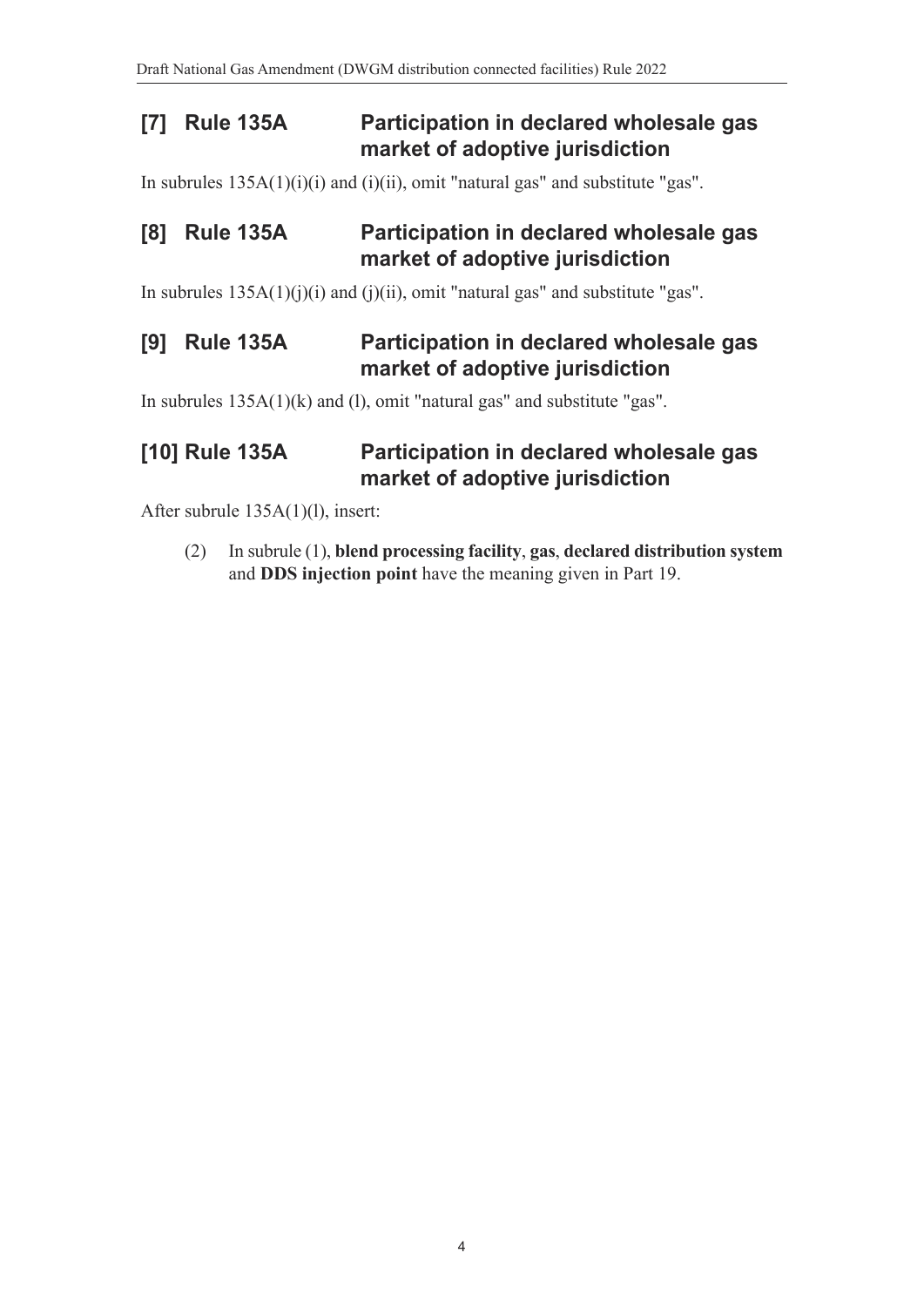## [7] Rule 135A Participation in declared wholesale gas market of adoptive jurisdiction

In subrules 135A(1)(i)(i) and (i)(ii), omit "natural gas" and substitute "gas".

## [8] Rule 135A Participation in declared wholesale gas market of adoptive jurisdiction

In subrules 135A(1)(j)(i) and (j)(ii), omit "natural gas" and substitute "gas".

## [9] Rule 135A Participation in declared wholesale gas market of adoptive jurisdiction

In subrules 135A(1)(k) and (l), omit "natural gas" and substitute "gas".

## [10] Rule 135A Participation in declared wholesale gas market of adoptive jurisdiction

After subrule 135A(1)(l), insert:

(2) In subrule (1), **blend processing facility**, **gas**, **declared distribution system** and **DDS injection point** have the meaning given in Part 19.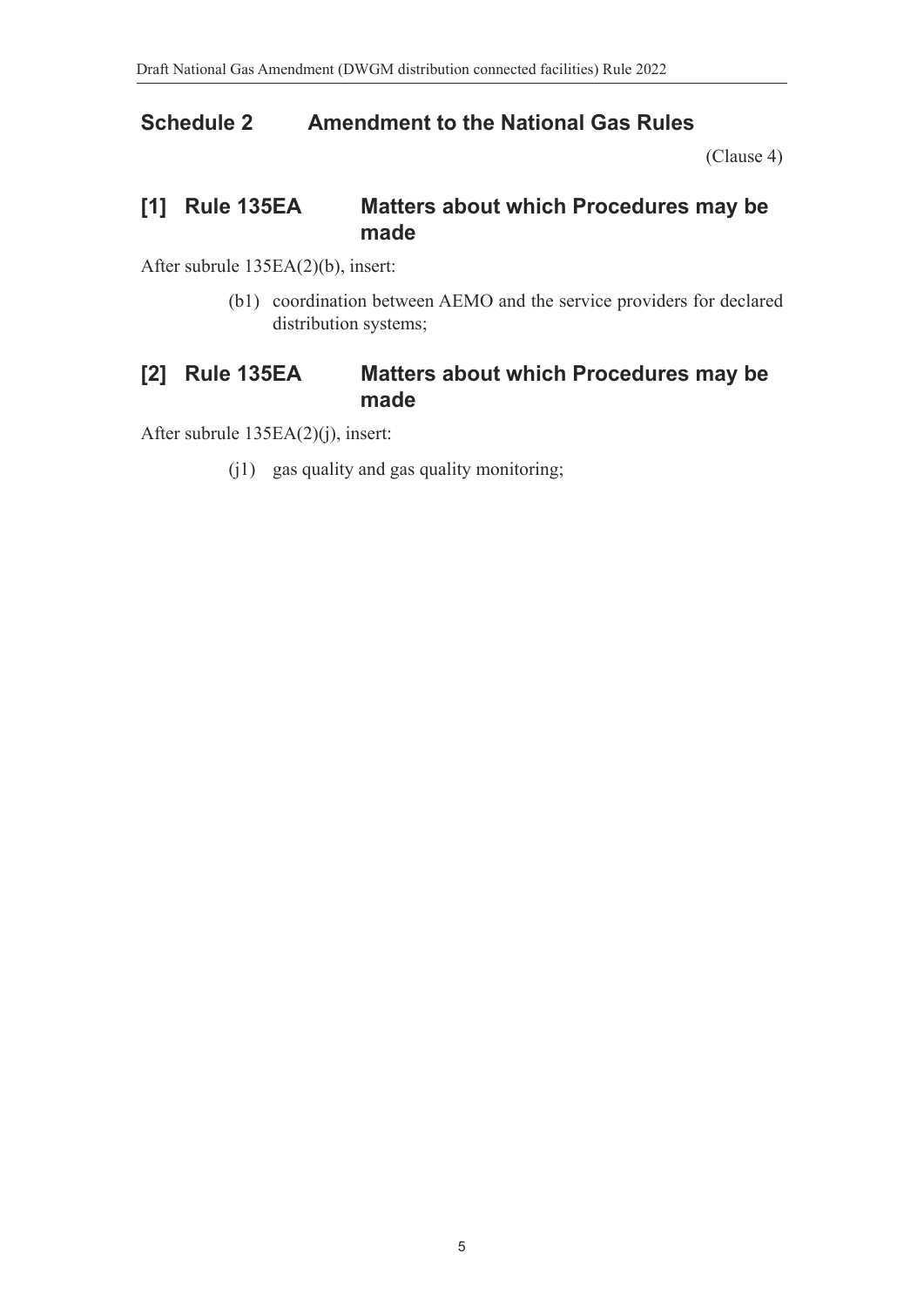## Schedule 2 Amendment to the National Gas Rules

(Clause 4)

### [1] Rule 135EA Matters about which Procedures may be made

After subrule 135EA(2)(b), insert:

(b1) coordination between AEMO and the service providers for declared distribution systems;

### [2] Rule 135EA Matters about which Procedures may be made

After subrule 135EA(2)(j), insert:

(j1) gas quality and gas quality monitoring;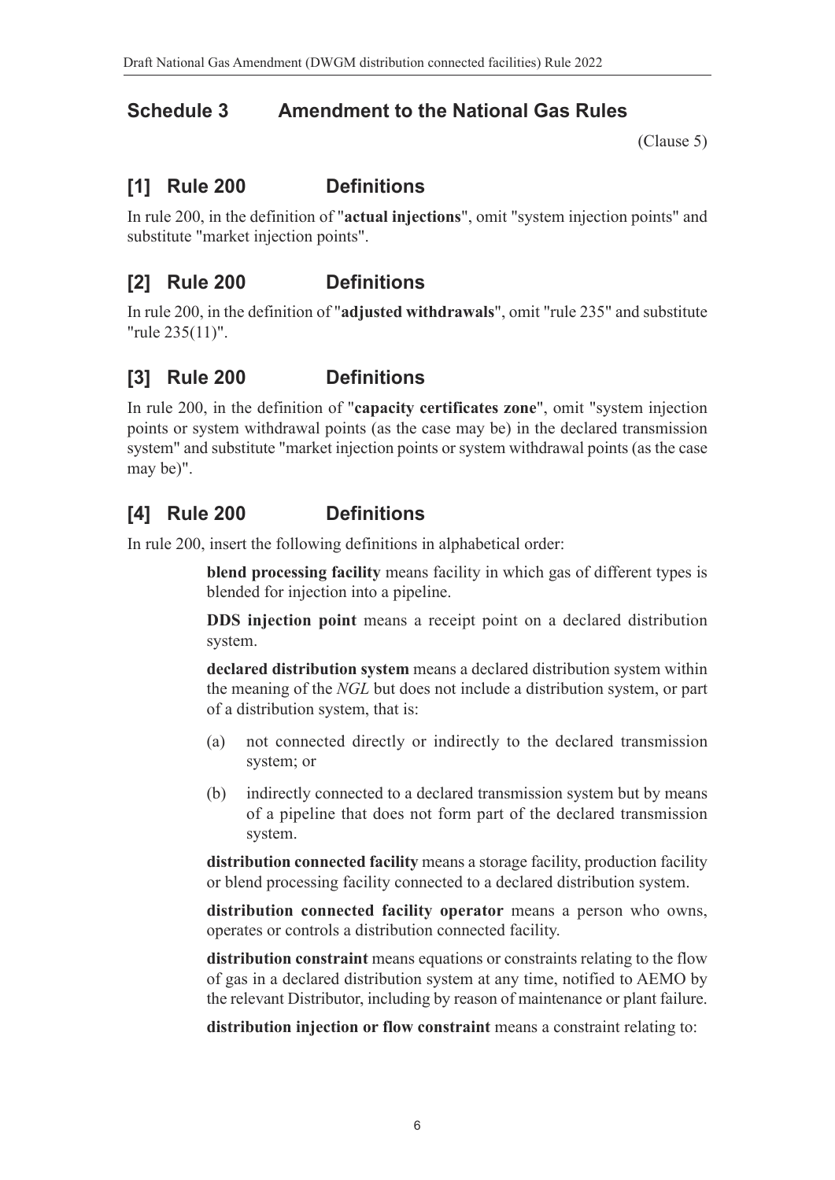## Schedule 3 Amendment to the National Gas Rules

(Clause 5)

### [1] Rule 200 Definitions

In rule 200, in the definition of "**actual injections**", omit "system injection points" and substitute "market injection points".

### [2] Rule 200 Definitions

In rule 200, in the definition of "**adjusted withdrawals**", omit "rule 235" and substitute "rule 235(11)".

### [3] Rule 200 Definitions

In rule 200, in the definition of "**capacity certificates zone**", omit "system injection points or system withdrawal points (as the case may be) in the declared transmission system" and substitute "market injection points or system withdrawal points (as the case may be)".

### [4] Rule 200 Definitions

In rule 200, insert the following definitions in alphabetical order:

> **blend processing facility** means facility in which gas of different types is blended for injection into a pipeline.
>
> **DDS injection point** means a receipt point on a declared distribution system.
>
> **declared distribution system** means a declared distribution system within the meaning of the *NGL* but does not include a distribution system, or part of a distribution system, that is:
>
> (a) not connected directly or indirectly to the declared transmission system; or
>
> (b) indirectly connected to a declared transmission system but by means of a pipeline that does not form part of the declared transmission system.
>
> **distribution connected facility** means a storage facility, production facility or blend processing facility connected to a declared distribution system.
>
> **distribution connected facility operator** means a person who owns, operates or controls a distribution connected facility.
>
> **distribution constraint** means equations or constraints relating to the flow of gas in a declared distribution system at any time, notified to AEMO by the relevant Distributor, including by reason of maintenance or plant failure.
>
> **distribution injection or flow constraint** means a constraint relating to: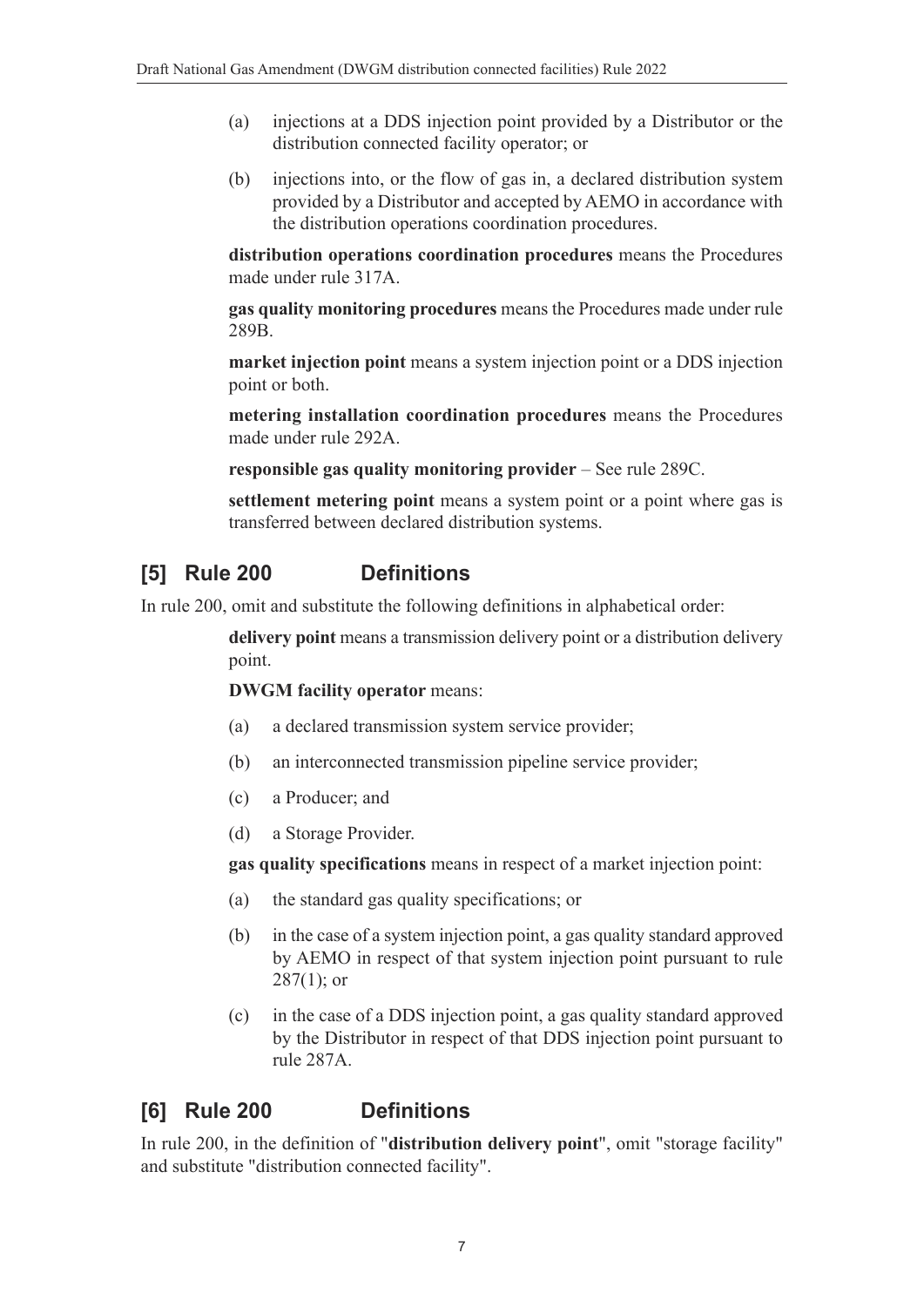(a) injections at a DDS injection point provided by a Distributor or the distribution connected facility operator; or

(b) injections into, or the flow of gas in, a declared distribution system provided by a Distributor and accepted by AEMO in accordance with the distribution operations coordination procedures.

**distribution operations coordination procedures** means the Procedures made under rule 317A.

**gas quality monitoring procedures** means the Procedures made under rule 289B.

**market injection point** means a system injection point or a DDS injection point or both.

**metering installation coordination procedures** means the Procedures made under rule 292A.

**responsible gas quality monitoring provider** – See rule 289C.

**settlement metering point** means a system point or a point where gas is transferred between declared distribution systems.

## [5] Rule 200 Definitions

In rule 200, omit and substitute the following definitions in alphabetical order:

**delivery point** means a transmission delivery point or a distribution delivery point.

**DWGM facility operator** means:

(a) a declared transmission system service provider;

(b) an interconnected transmission pipeline service provider;

(c) a Producer; and

(d) a Storage Provider.

**gas quality specifications** means in respect of a market injection point:

(a) the standard gas quality specifications; or

(b) in the case of a system injection point, a gas quality standard approved by AEMO in respect of that system injection point pursuant to rule 287(1); or

(c) in the case of a DDS injection point, a gas quality standard approved by the Distributor in respect of that DDS injection point pursuant to rule 287A.

## [6] Rule 200 Definitions

In rule 200, in the definition of "**distribution delivery point**", omit "storage facility" and substitute "distribution connected facility".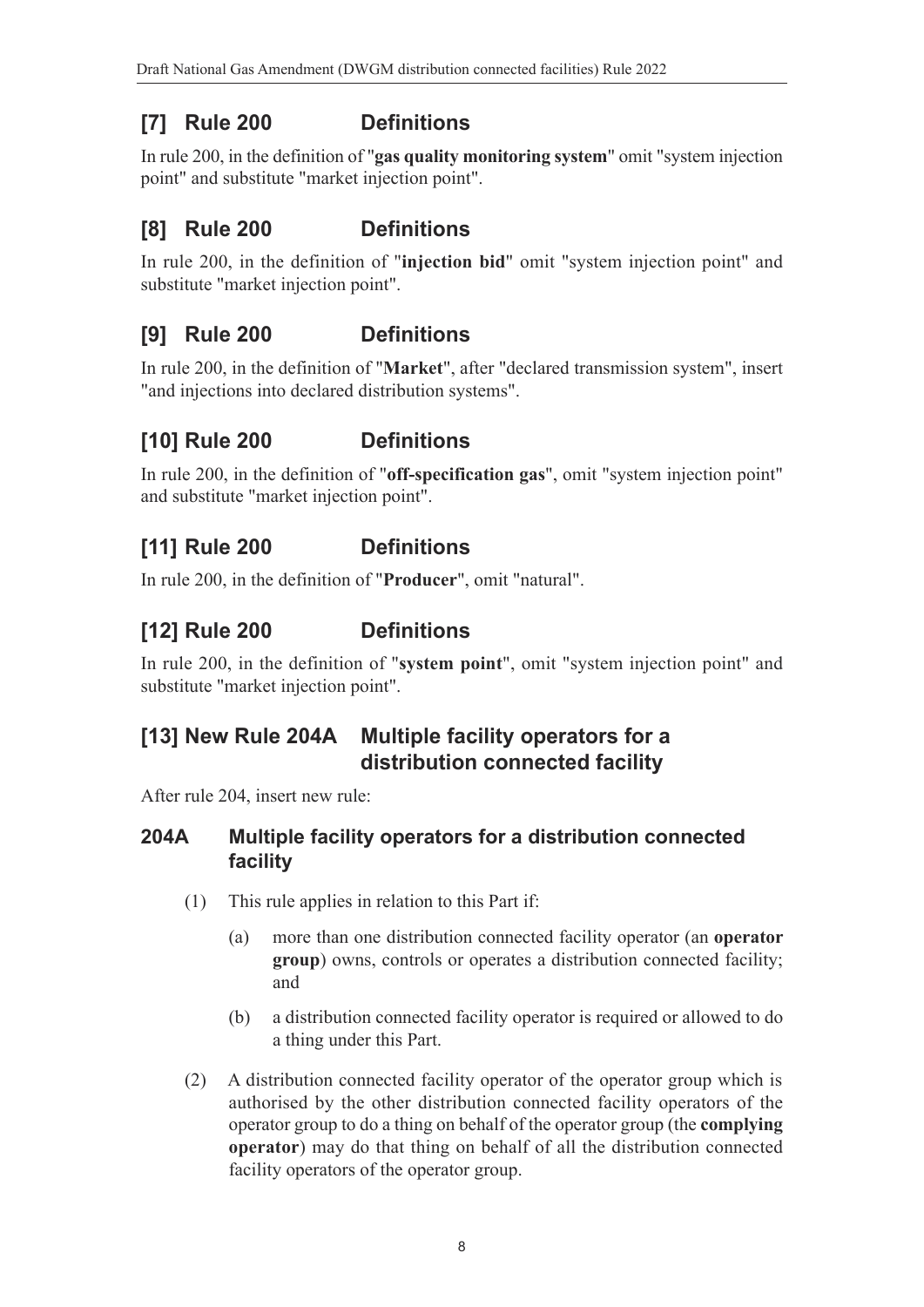## [7] Rule 200 Definitions

In rule 200, in the definition of "**gas quality monitoring system**" omit "system injection point" and substitute "market injection point".

## [8] Rule 200 Definitions

In rule 200, in the definition of "**injection bid**" omit "system injection point" and substitute "market injection point".

## [9] Rule 200 Definitions

In rule 200, in the definition of "**Market**", after "declared transmission system", insert "and injections into declared distribution systems".

## [10] Rule 200 Definitions

In rule 200, in the definition of "**off-specification gas**", omit "system injection point" and substitute "market injection point".

## [11] Rule 200 Definitions

In rule 200, in the definition of "**Producer**", omit "natural".

## [12] Rule 200 Definitions

In rule 200, in the definition of "**system point**", omit "system injection point" and substitute "market injection point".

## [13] New Rule 204A Multiple facility operators for a distribution connected facility

After rule 204, insert new rule:

### 204A Multiple facility operators for a distribution connected facility

(1) This rule applies in relation to this Part if:

(a) more than one distribution connected facility operator (an **operator group**) owns, controls or operates a distribution connected facility; and

(b) a distribution connected facility operator is required or allowed to do a thing under this Part.

(2) A distribution connected facility operator of the operator group which is authorised by the other distribution connected facility operators of the operator group to do a thing on behalf of the operator group (the **complying operator**) may do that thing on behalf of all the distribution connected facility operators of the operator group.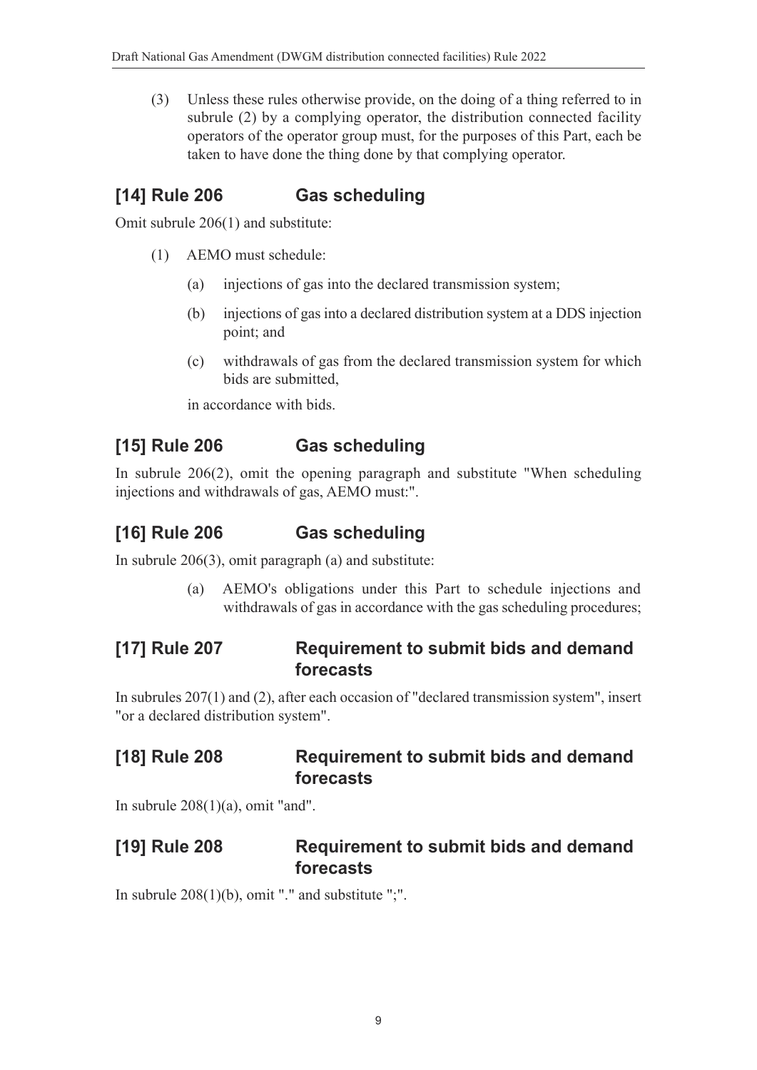(3) Unless these rules otherwise provide, on the doing of a thing referred to in subrule (2) by a complying operator, the distribution connected facility operators of the operator group must, for the purposes of this Part, each be taken to have done the thing done by that complying operator.

## [14] Rule 206 Gas scheduling

Omit subrule 206(1) and substitute:

(1) AEMO must schedule:

(a) injections of gas into the declared transmission system;

(b) injections of gas into a declared distribution system at a DDS injection point; and

(c) withdrawals of gas from the declared transmission system for which bids are submitted,

in accordance with bids.

## [15] Rule 206 Gas scheduling

In subrule 206(2), omit the opening paragraph and substitute "When scheduling injections and withdrawals of gas, AEMO must:".

## [16] Rule 206 Gas scheduling

In subrule 206(3), omit paragraph (a) and substitute:

(a) AEMO's obligations under this Part to schedule injections and withdrawals of gas in accordance with the gas scheduling procedures;

## [17] Rule 207 Requirement to submit bids and demand forecasts

In subrules 207(1) and (2), after each occasion of "declared transmission system", insert "or a declared distribution system".

## [18] Rule 208 Requirement to submit bids and demand forecasts

In subrule 208(1)(a), omit "and".

## [19] Rule 208 Requirement to submit bids and demand forecasts

In subrule 208(1)(b), omit "." and substitute ";".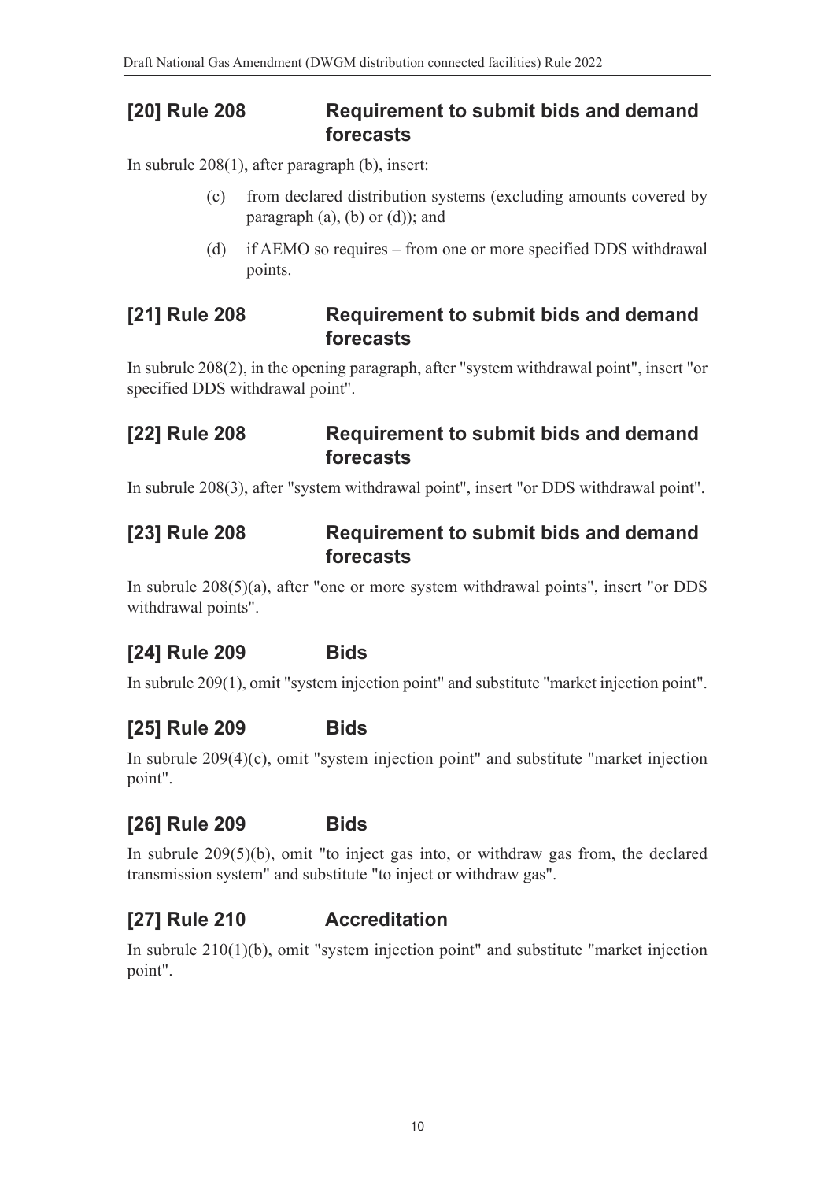## [20] Rule 208 Requirement to submit bids and demand forecasts

In subrule 208(1), after paragraph (b), insert:

> (c) from declared distribution systems (excluding amounts covered by paragraph (a), (b) or (d)); and
>
> (d) if AEMO so requires – from one or more specified DDS withdrawal points.

## [21] Rule 208 Requirement to submit bids and demand forecasts

In subrule 208(2), in the opening paragraph, after "system withdrawal point", insert "or specified DDS withdrawal point".

## [22] Rule 208 Requirement to submit bids and demand forecasts

In subrule 208(3), after "system withdrawal point", insert "or DDS withdrawal point".

## [23] Rule 208 Requirement to submit bids and demand forecasts

In subrule 208(5)(a), after "one or more system withdrawal points", insert "or DDS withdrawal points".

## [24] Rule 209 Bids

In subrule 209(1), omit "system injection point" and substitute "market injection point".

## [25] Rule 209 Bids

In subrule 209(4)(c), omit "system injection point" and substitute "market injection point".

## [26] Rule 209 Bids

In subrule 209(5)(b), omit "to inject gas into, or withdraw gas from, the declared transmission system" and substitute "to inject or withdraw gas".

## [27] Rule 210 Accreditation

In subrule 210(1)(b), omit "system injection point" and substitute "market injection point".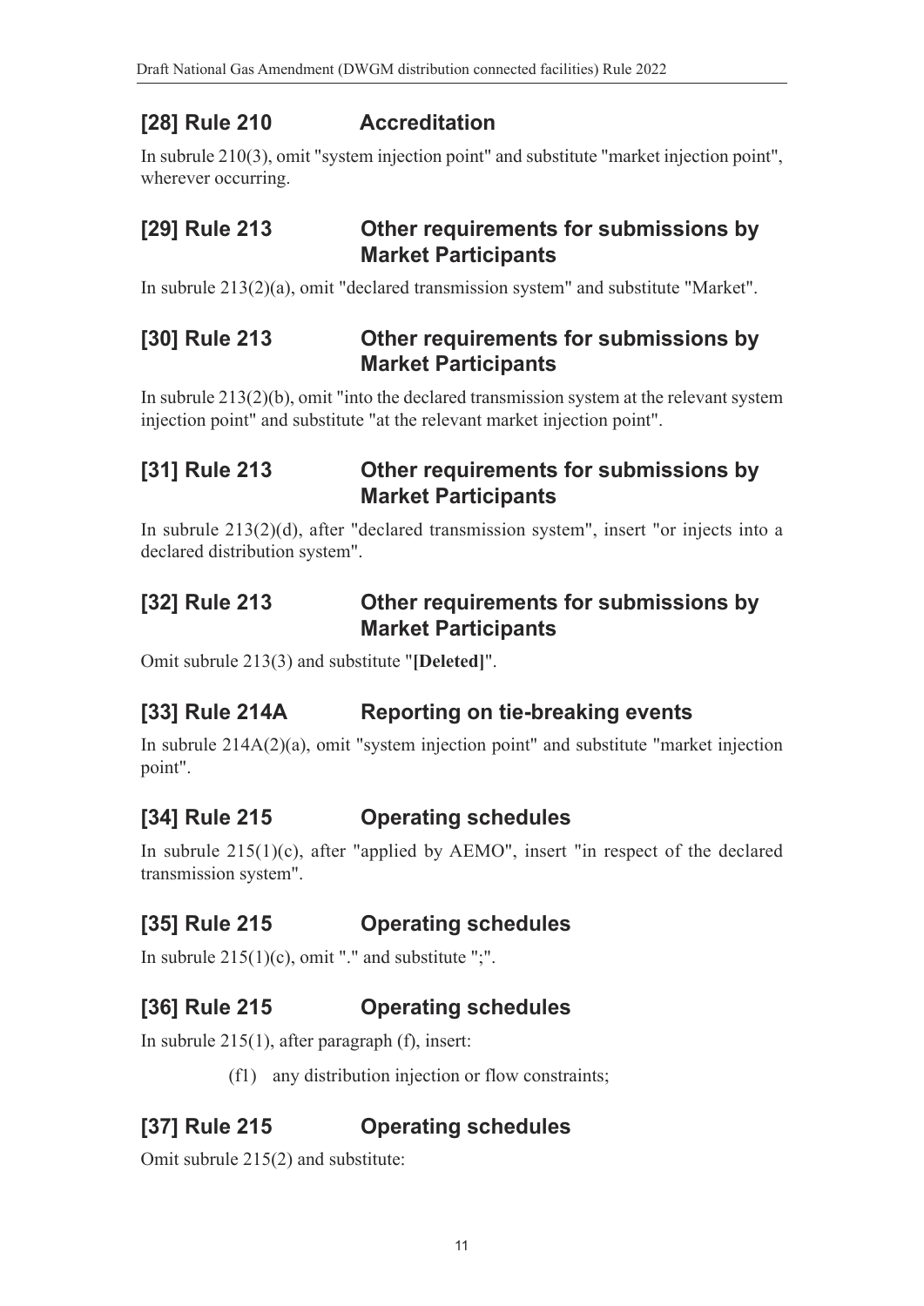## [28] Rule 210 Accreditation

In subrule 210(3), omit "system injection point" and substitute "market injection point", wherever occurring.

## [29] Rule 213 Other requirements for submissions by Market Participants

In subrule 213(2)(a), omit "declared transmission system" and substitute "Market".

## [30] Rule 213 Other requirements for submissions by Market Participants

In subrule 213(2)(b), omit "into the declared transmission system at the relevant system injection point" and substitute "at the relevant market injection point".

## [31] Rule 213 Other requirements for submissions by Market Participants

In subrule 213(2)(d), after "declared transmission system", insert "or injects into a declared distribution system".

## [32] Rule 213 Other requirements for submissions by Market Participants

Omit subrule 213(3) and substitute "**[Deleted]**".

## [33] Rule 214A Reporting on tie-breaking events

In subrule 214A(2)(a), omit "system injection point" and substitute "market injection point".

## [34] Rule 215 Operating schedules

In subrule 215(1)(c), after "applied by AEMO", insert "in respect of the declared transmission system".

## [35] Rule 215 Operating schedules

In subrule 215(1)(c), omit "." and substitute ";".

## [36] Rule 215 Operating schedules

In subrule 215(1), after paragraph (f), insert:

(f1) any distribution injection or flow constraints;

## [37] Rule 215 Operating schedules

Omit subrule 215(2) and substitute: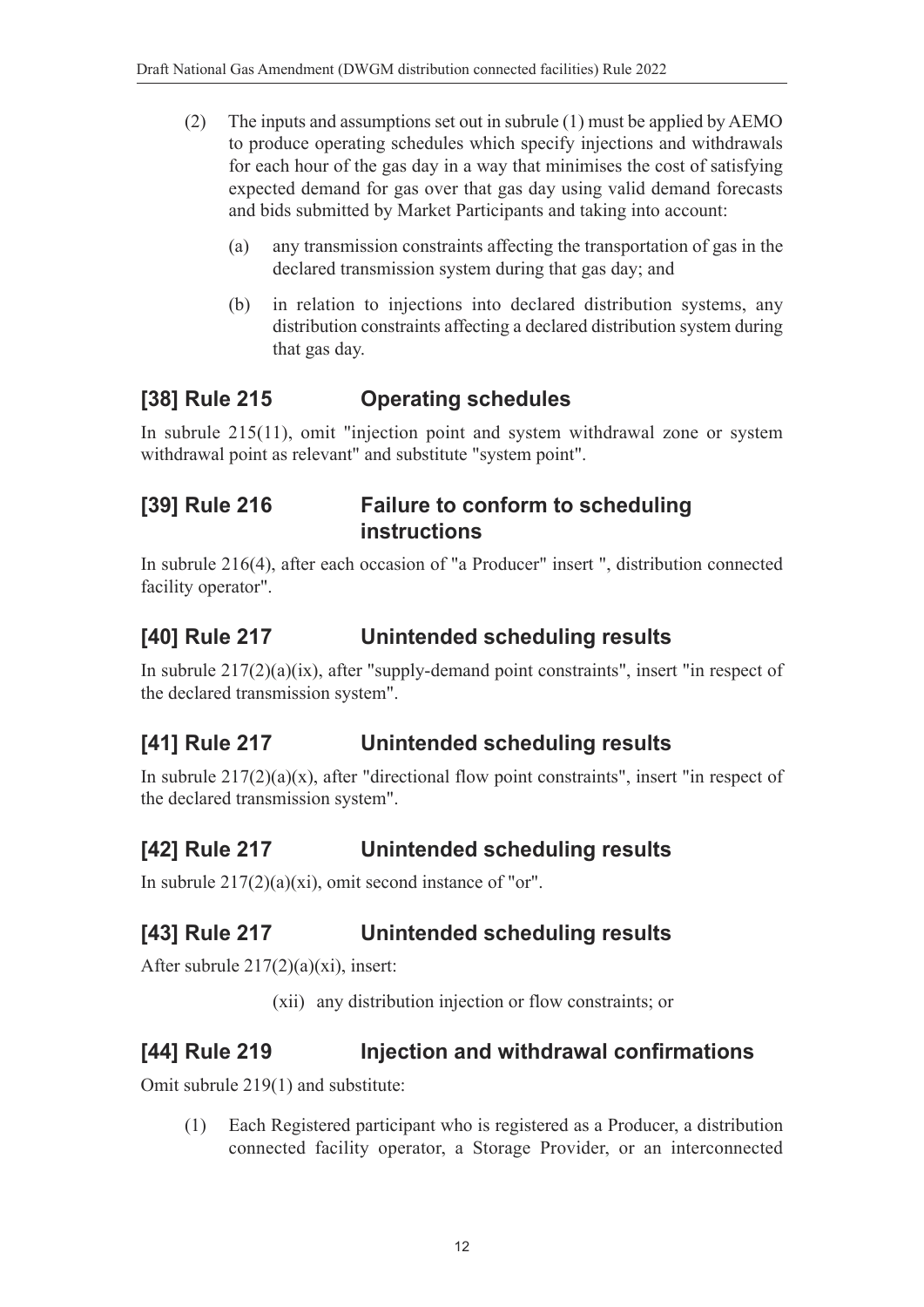(2) The inputs and assumptions set out in subrule (1) must be applied by AEMO to produce operating schedules which specify injections and withdrawals for each hour of the gas day in a way that minimises the cost of satisfying expected demand for gas over that gas day using valid demand forecasts and bids submitted by Market Participants and taking into account:

(a) any transmission constraints affecting the transportation of gas in the declared transmission system during that gas day; and

(b) in relation to injections into declared distribution systems, any distribution constraints affecting a declared distribution system during that gas day.

## [38] Rule 215 Operating schedules

In subrule 215(11), omit "injection point and system withdrawal zone or system withdrawal point as relevant" and substitute "system point".

## [39] Rule 216 Failure to conform to scheduling instructions

In subrule 216(4), after each occasion of "a Producer" insert ", distribution connected facility operator".

## [40] Rule 217 Unintended scheduling results

In subrule 217(2)(a)(ix), after "supply-demand point constraints", insert "in respect of the declared transmission system".

## [41] Rule 217 Unintended scheduling results

In subrule 217(2)(a)(x), after "directional flow point constraints", insert "in respect of the declared transmission system".

## [42] Rule 217 Unintended scheduling results

In subrule 217(2)(a)(xi), omit second instance of "or".

## [43] Rule 217 Unintended scheduling results

After subrule 217(2)(a)(xi), insert:

(xii) any distribution injection or flow constraints; or

## [44] Rule 219 Injection and withdrawal confirmations

Omit subrule 219(1) and substitute:

(1) Each Registered participant who is registered as a Producer, a distribution connected facility operator, a Storage Provider, or an interconnected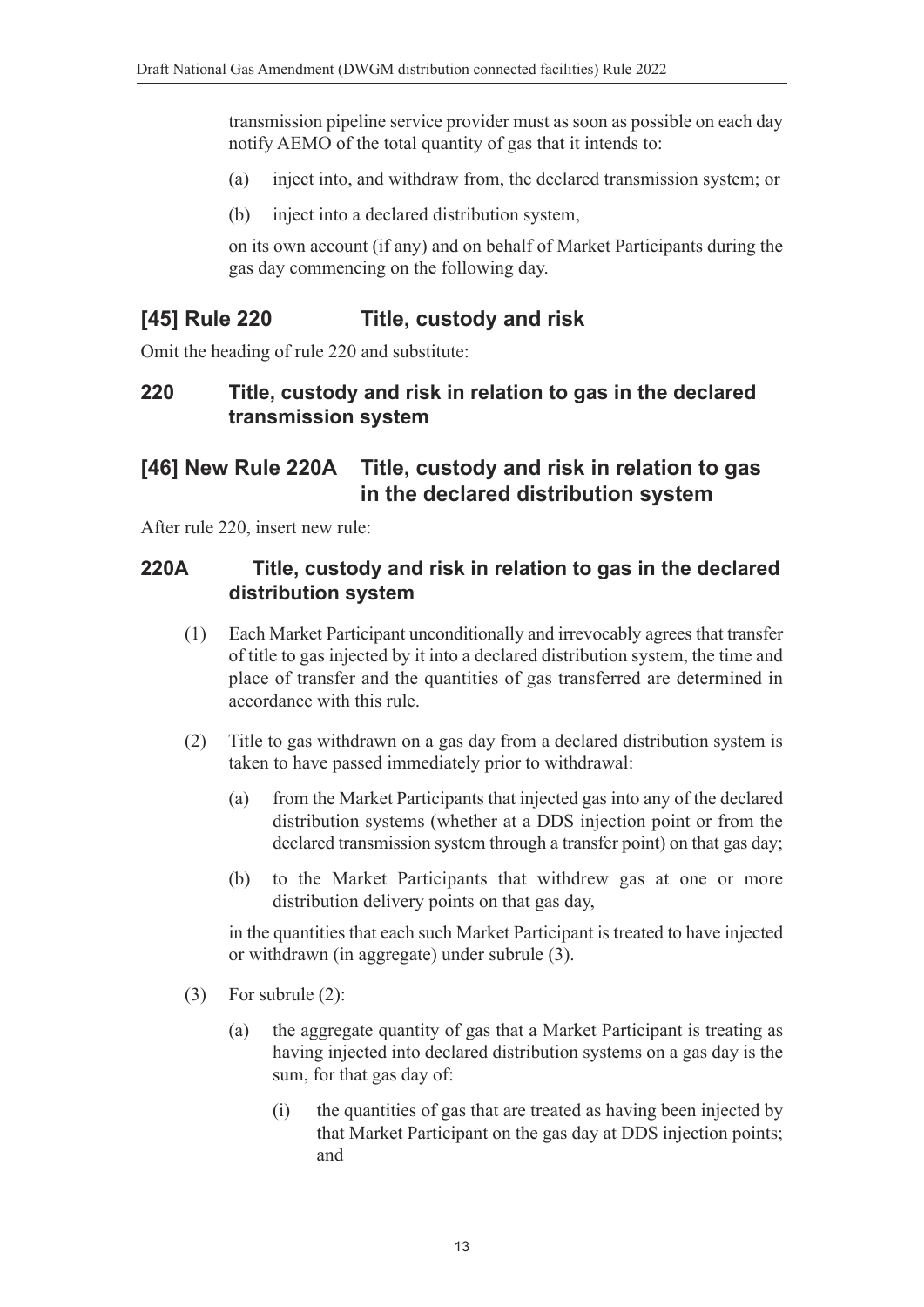transmission pipeline service provider must as soon as possible on each day notify AEMO of the total quantity of gas that it intends to:

(a) inject into, and withdraw from, the declared transmission system; or

(b) inject into a declared distribution system,

on its own account (if any) and on behalf of Market Participants during the gas day commencing on the following day.

## [45] Rule 220 Title, custody and risk

Omit the heading of rule 220 and substitute:

### 220 Title, custody and risk in relation to gas in the declared transmission system

## [46] New Rule 220A Title, custody and risk in relation to gas in the declared distribution system

After rule 220, insert new rule:

### 220A Title, custody and risk in relation to gas in the declared distribution system

(1) Each Market Participant unconditionally and irrevocably agrees that transfer of title to gas injected by it into a declared distribution system, the time and place of transfer and the quantities of gas transferred are determined in accordance with this rule.

(2) Title to gas withdrawn on a gas day from a declared distribution system is taken to have passed immediately prior to withdrawal:

(a) from the Market Participants that injected gas into any of the declared distribution systems (whether at a DDS injection point or from the declared transmission system through a transfer point) on that gas day;

(b) to the Market Participants that withdrew gas at one or more distribution delivery points on that gas day,

in the quantities that each such Market Participant is treated to have injected or withdrawn (in aggregate) under subrule (3).

(3) For subrule (2):

(a) the aggregate quantity of gas that a Market Participant is treating as having injected into declared distribution systems on a gas day is the sum, for that gas day of:

(i) the quantities of gas that are treated as having been injected by that Market Participant on the gas day at DDS injection points; and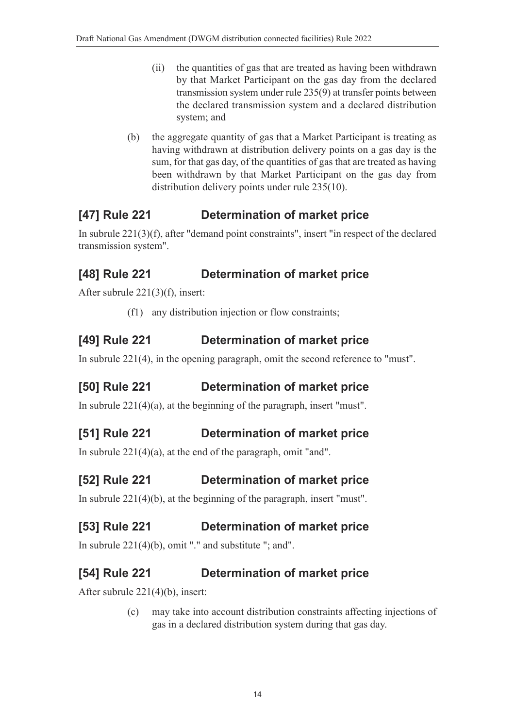(ii) the quantities of gas that are treated as having been withdrawn by that Market Participant on the gas day from the declared transmission system under rule 235(9) at transfer points between the declared transmission system and a declared distribution system; and

(b) the aggregate quantity of gas that a Market Participant is treating as having withdrawn at distribution delivery points on a gas day is the sum, for that gas day, of the quantities of gas that are treated as having been withdrawn by that Market Participant on the gas day from distribution delivery points under rule 235(10).

## [47] Rule 221 Determination of market price

In subrule 221(3)(f), after "demand point constraints", insert "in respect of the declared transmission system".

## [48] Rule 221 Determination of market price

After subrule 221(3)(f), insert:

(f1) any distribution injection or flow constraints;

## [49] Rule 221 Determination of market price

In subrule 221(4), in the opening paragraph, omit the second reference to "must".

## [50] Rule 221 Determination of market price

In subrule 221(4)(a), at the beginning of the paragraph, insert "must".

## [51] Rule 221 Determination of market price

In subrule 221(4)(a), at the end of the paragraph, omit "and".

## [52] Rule 221 Determination of market price

In subrule 221(4)(b), at the beginning of the paragraph, insert "must".

## [53] Rule 221 Determination of market price

In subrule 221(4)(b), omit "." and substitute "; and".

## [54] Rule 221 Determination of market price

After subrule 221(4)(b), insert:

(c) may take into account distribution constraints affecting injections of gas in a declared distribution system during that gas day.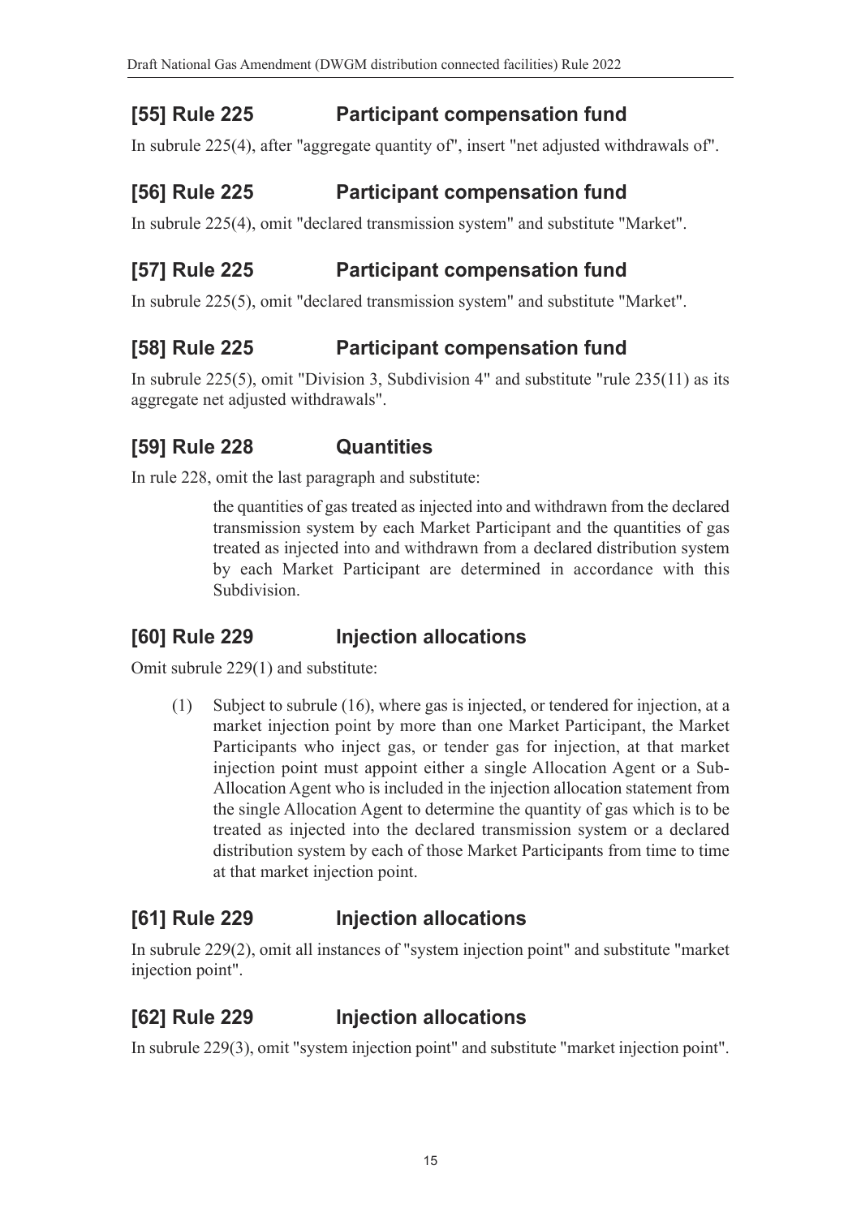## [55] Rule 225 Participant compensation fund

In subrule 225(4), after "aggregate quantity of", insert "net adjusted withdrawals of".

## [56] Rule 225 Participant compensation fund

In subrule 225(4), omit "declared transmission system" and substitute "Market".

## [57] Rule 225 Participant compensation fund

In subrule 225(5), omit "declared transmission system" and substitute "Market".

## [58] Rule 225 Participant compensation fund

In subrule 225(5), omit "Division 3, Subdivision 4" and substitute "rule 235(11) as its aggregate net adjusted withdrawals".

## [59] Rule 228 Quantities

In rule 228, omit the last paragraph and substitute:

> the quantities of gas treated as injected into and withdrawn from the declared transmission system by each Market Participant and the quantities of gas treated as injected into and withdrawn from a declared distribution system by each Market Participant are determined in accordance with this Subdivision.

## [60] Rule 229 Injection allocations

Omit subrule 229(1) and substitute:

> (1) Subject to subrule (16), where gas is injected, or tendered for injection, at a market injection point by more than one Market Participant, the Market Participants who inject gas, or tender gas for injection, at that market injection point must appoint either a single Allocation Agent or a Sub-Allocation Agent who is included in the injection allocation statement from the single Allocation Agent to determine the quantity of gas which is to be treated as injected into the declared transmission system or a declared distribution system by each of those Market Participants from time to time at that market injection point.

## [61] Rule 229 Injection allocations

In subrule 229(2), omit all instances of "system injection point" and substitute "market injection point".

## [62] Rule 229 Injection allocations

In subrule 229(3), omit "system injection point" and substitute "market injection point".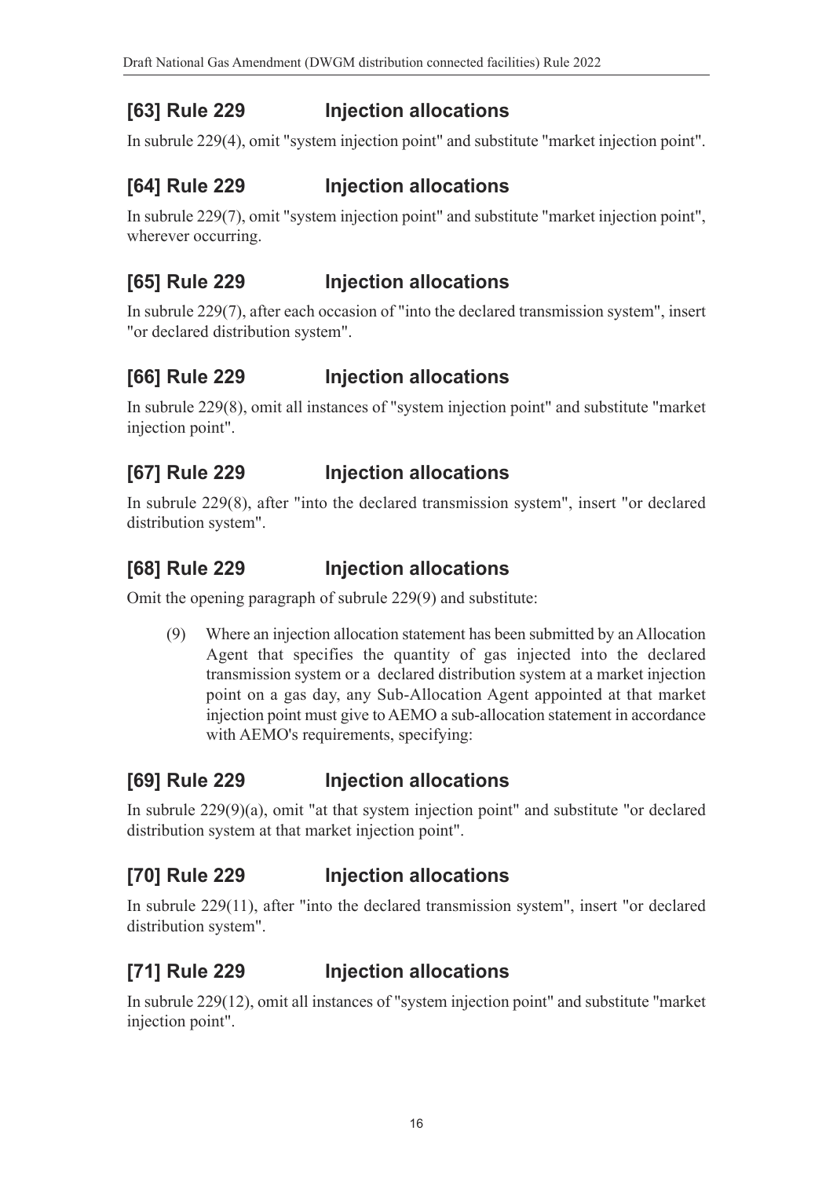## [63] Rule 229 Injection allocations

In subrule 229(4), omit "system injection point" and substitute "market injection point".

## [64] Rule 229 Injection allocations

In subrule 229(7), omit "system injection point" and substitute "market injection point", wherever occurring.

## [65] Rule 229 Injection allocations

In subrule 229(7), after each occasion of "into the declared transmission system", insert "or declared distribution system".

## [66] Rule 229 Injection allocations

In subrule 229(8), omit all instances of "system injection point" and substitute "market injection point".

## [67] Rule 229 Injection allocations

In subrule 229(8), after "into the declared transmission system", insert "or declared distribution system".

## [68] Rule 229 Injection allocations

Omit the opening paragraph of subrule 229(9) and substitute:

> (9) Where an injection allocation statement has been submitted by an Allocation Agent that specifies the quantity of gas injected into the declared transmission system or a declared distribution system at a market injection point on a gas day, any Sub-Allocation Agent appointed at that market injection point must give to AEMO a sub-allocation statement in accordance with AEMO's requirements, specifying:

## [69] Rule 229 Injection allocations

In subrule 229(9)(a), omit "at that system injection point" and substitute "or declared distribution system at that market injection point".

## [70] Rule 229 Injection allocations

In subrule 229(11), after "into the declared transmission system", insert "or declared distribution system".

## [71] Rule 229 Injection allocations

In subrule 229(12), omit all instances of "system injection point" and substitute "market injection point".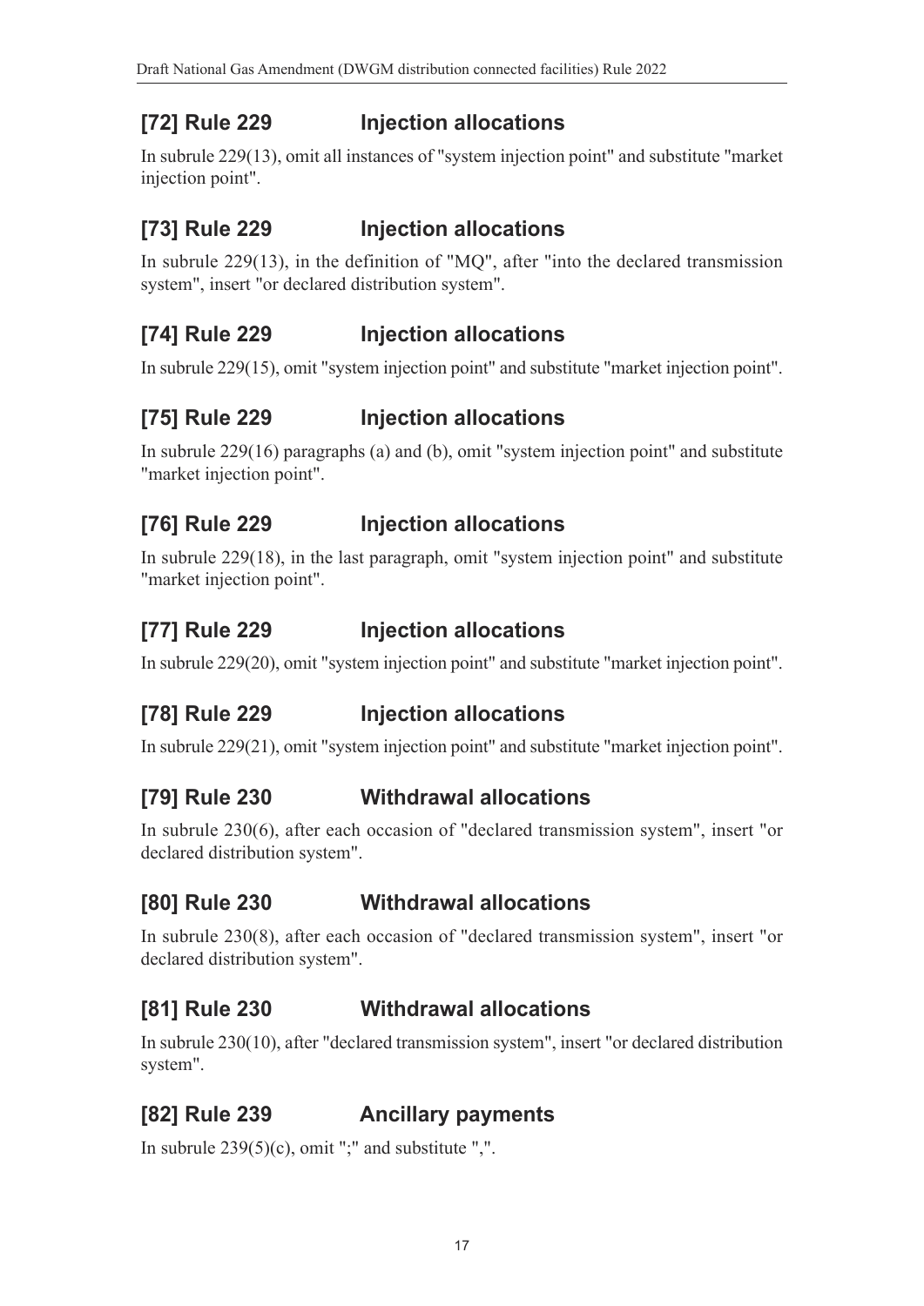## [72] Rule 229 Injection allocations

In subrule 229(13), omit all instances of "system injection point" and substitute "market injection point".

## [73] Rule 229 Injection allocations

In subrule 229(13), in the definition of "MQ", after "into the declared transmission system", insert "or declared distribution system".

## [74] Rule 229 Injection allocations

In subrule 229(15), omit "system injection point" and substitute "market injection point".

## [75] Rule 229 Injection allocations

In subrule 229(16) paragraphs (a) and (b), omit "system injection point" and substitute "market injection point".

## [76] Rule 229 Injection allocations

In subrule 229(18), in the last paragraph, omit "system injection point" and substitute "market injection point".

## [77] Rule 229 Injection allocations

In subrule 229(20), omit "system injection point" and substitute "market injection point".

## [78] Rule 229 Injection allocations

In subrule 229(21), omit "system injection point" and substitute "market injection point".

## [79] Rule 230 Withdrawal allocations

In subrule 230(6), after each occasion of "declared transmission system", insert "or declared distribution system".

## [80] Rule 230 Withdrawal allocations

In subrule 230(8), after each occasion of "declared transmission system", insert "or declared distribution system".

## [81] Rule 230 Withdrawal allocations

In subrule 230(10), after "declared transmission system", insert "or declared distribution system".

## [82] Rule 239 Ancillary payments

In subrule 239(5)(c), omit ";" and substitute ",".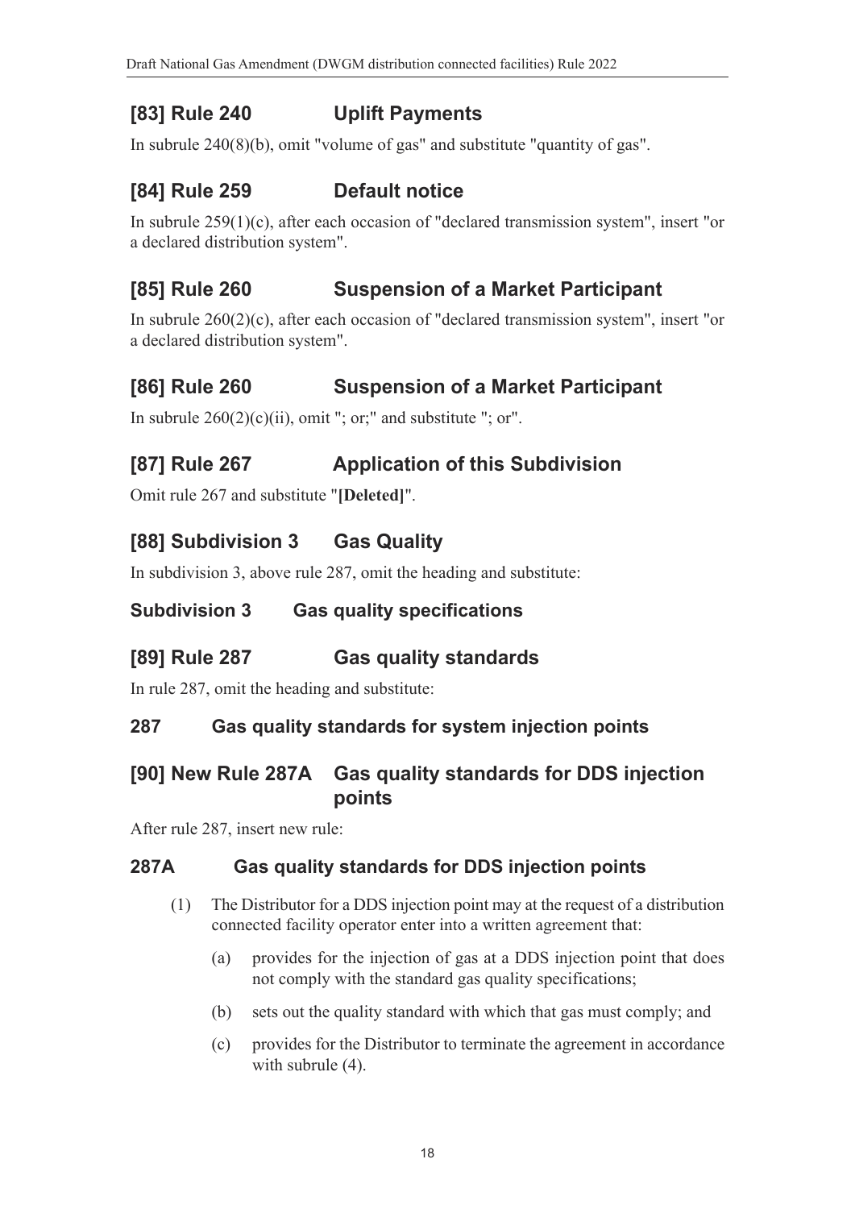## [83] Rule 240 Uplift Payments

In subrule 240(8)(b), omit "volume of gas" and substitute "quantity of gas".

## [84] Rule 259 Default notice

In subrule 259(1)(c), after each occasion of "declared transmission system", insert "or a declared distribution system".

## [85] Rule 260 Suspension of a Market Participant

In subrule 260(2)(c), after each occasion of "declared transmission system", insert "or a declared distribution system".

## [86] Rule 260 Suspension of a Market Participant

In subrule 260(2)(c)(ii), omit "; or;" and substitute "; or".

## [87] Rule 267 Application of this Subdivision

Omit rule 267 and substitute "**[Deleted]**".

## [88] Subdivision 3 Gas Quality

In subdivision 3, above rule 287, omit the heading and substitute:

### Subdivision 3 Gas quality specifications

## [89] Rule 287 Gas quality standards

In rule 287, omit the heading and substitute:

### 287 Gas quality standards for system injection points

## [90] New Rule 287A Gas quality standards for DDS injection points

After rule 287, insert new rule:

### 287A Gas quality standards for DDS injection points

(1) The Distributor for a DDS injection point may at the request of a distribution connected facility operator enter into a written agreement that:

(a) provides for the injection of gas at a DDS injection point that does not comply with the standard gas quality specifications;

(b) sets out the quality standard with which that gas must comply; and

(c) provides for the Distributor to terminate the agreement in accordance with subrule (4).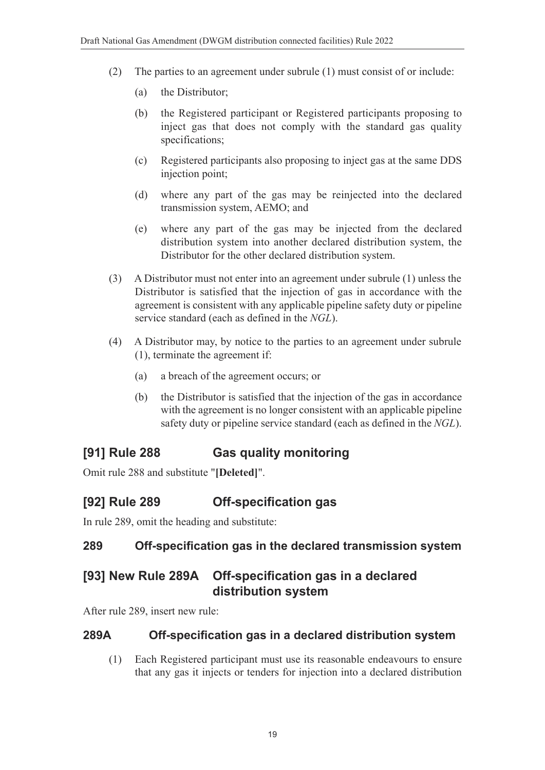(2) The parties to an agreement under subrule (1) must consist of or include:

(a) the Distributor;

(b) the Registered participant or Registered participants proposing to inject gas that does not comply with the standard gas quality specifications;

(c) Registered participants also proposing to inject gas at the same DDS injection point;

(d) where any part of the gas may be reinjected into the declared transmission system, AEMO; and

(e) where any part of the gas may be injected from the declared distribution system into another declared distribution system, the Distributor for the other declared distribution system.

(3) A Distributor must not enter into an agreement under subrule (1) unless the Distributor is satisfied that the injection of gas in accordance with the agreement is consistent with any applicable pipeline safety duty or pipeline service standard (each as defined in the *NGL*).

(4) A Distributor may, by notice to the parties to an agreement under subrule (1), terminate the agreement if:

(a) a breach of the agreement occurs; or

(b) the Distributor is satisfied that the injection of the gas in accordance with the agreement is no longer consistent with an applicable pipeline safety duty or pipeline service standard (each as defined in the *NGL*).

## [91] Rule 288 Gas quality monitoring

Omit rule 288 and substitute "**[Deleted]**".

## [92] Rule 289 Off-specification gas

In rule 289, omit the heading and substitute:

### 289 Off-specification gas in the declared transmission system

## [93] New Rule 289A Off-specification gas in a declared distribution system

After rule 289, insert new rule:

### 289A Off-specification gas in a declared distribution system

(1) Each Registered participant must use its reasonable endeavours to ensure that any gas it injects or tenders for injection into a declared distribution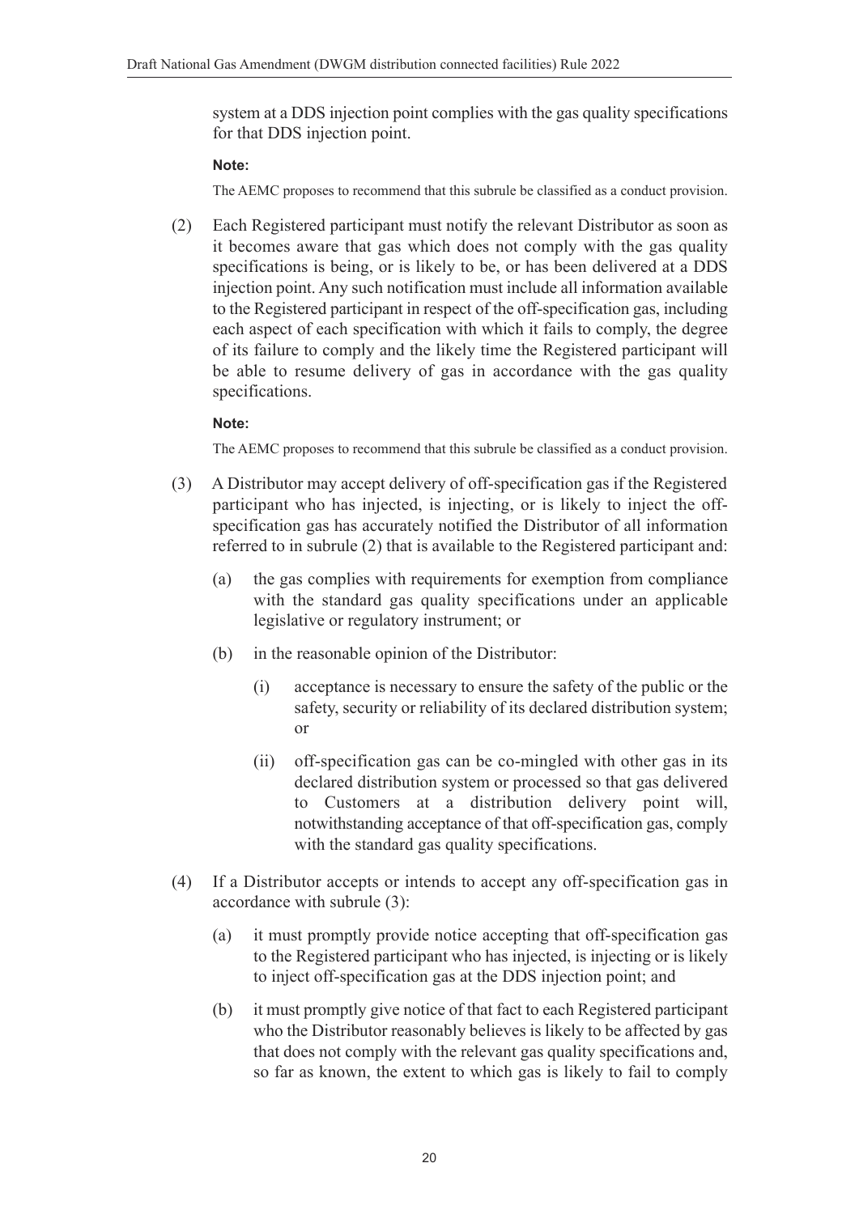system at a DDS injection point complies with the gas quality specifications for that DDS injection point.

**Note:**

The AEMC proposes to recommend that this subrule be classified as a conduct provision.

(2) Each Registered participant must notify the relevant Distributor as soon as it becomes aware that gas which does not comply with the gas quality specifications is being, or is likely to be, or has been delivered at a DDS injection point. Any such notification must include all information available to the Registered participant in respect of the off-specification gas, including each aspect of each specification with which it fails to comply, the degree of its failure to comply and the likely time the Registered participant will be able to resume delivery of gas in accordance with the gas quality specifications.

**Note:**

The AEMC proposes to recommend that this subrule be classified as a conduct provision.

(3) A Distributor may accept delivery of off-specification gas if the Registered participant who has injected, is injecting, or is likely to inject the off-specification gas has accurately notified the Distributor of all information referred to in subrule (2) that is available to the Registered participant and:

   (a) the gas complies with requirements for exemption from compliance with the standard gas quality specifications under an applicable legislative or regulatory instrument; or

   (b) in the reasonable opinion of the Distributor:

      (i) acceptance is necessary to ensure the safety of the public or the safety, security or reliability of its declared distribution system; or

      (ii) off-specification gas can be co-mingled with other gas in its declared distribution system or processed so that gas delivered to Customers at a distribution delivery point will, notwithstanding acceptance of that off-specification gas, comply with the standard gas quality specifications.

(4) If a Distributor accepts or intends to accept any off-specification gas in accordance with subrule (3):

   (a) it must promptly provide notice accepting that off-specification gas to the Registered participant who has injected, is injecting or is likely to inject off-specification gas at the DDS injection point; and

   (b) it must promptly give notice of that fact to each Registered participant who the Distributor reasonably believes is likely to be affected by gas that does not comply with the relevant gas quality specifications and, so far as known, the extent to which gas is likely to fail to comply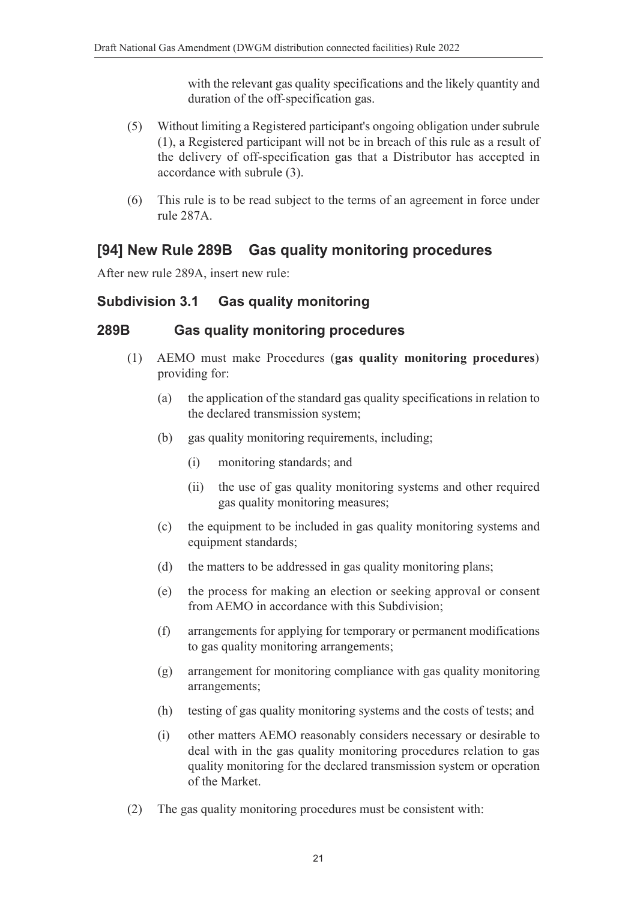with the relevant gas quality specifications and the likely quantity and duration of the off-specification gas.

(5) Without limiting a Registered participant's ongoing obligation under subrule (1), a Registered participant will not be in breach of this rule as a result of the delivery of off-specification gas that a Distributor has accepted in accordance with subrule (3).

(6) This rule is to be read subject to the terms of an agreement in force under rule 287A.

## [94] New Rule 289B Gas quality monitoring procedures

After new rule 289A, insert new rule:

### Subdivision 3.1 Gas quality monitoring

### 289B Gas quality monitoring procedures

(1) AEMO must make Procedures (**gas quality monitoring procedures**) providing for:

- (a) the application of the standard gas quality specifications in relation to the declared transmission system;
- (b) gas quality monitoring requirements, including;
  - (i) monitoring standards; and
  - (ii) the use of gas quality monitoring systems and other required gas quality monitoring measures;
- (c) the equipment to be included in gas quality monitoring systems and equipment standards;
- (d) the matters to be addressed in gas quality monitoring plans;
- (e) the process for making an election or seeking approval or consent from AEMO in accordance with this Subdivision;
- (f) arrangements for applying for temporary or permanent modifications to gas quality monitoring arrangements;
- (g) arrangement for monitoring compliance with gas quality monitoring arrangements;
- (h) testing of gas quality monitoring systems and the costs of tests; and
- (i) other matters AEMO reasonably considers necessary or desirable to deal with in the gas quality monitoring procedures relation to gas quality monitoring for the declared transmission system or operation of the Market.

(2) The gas quality monitoring procedures must be consistent with: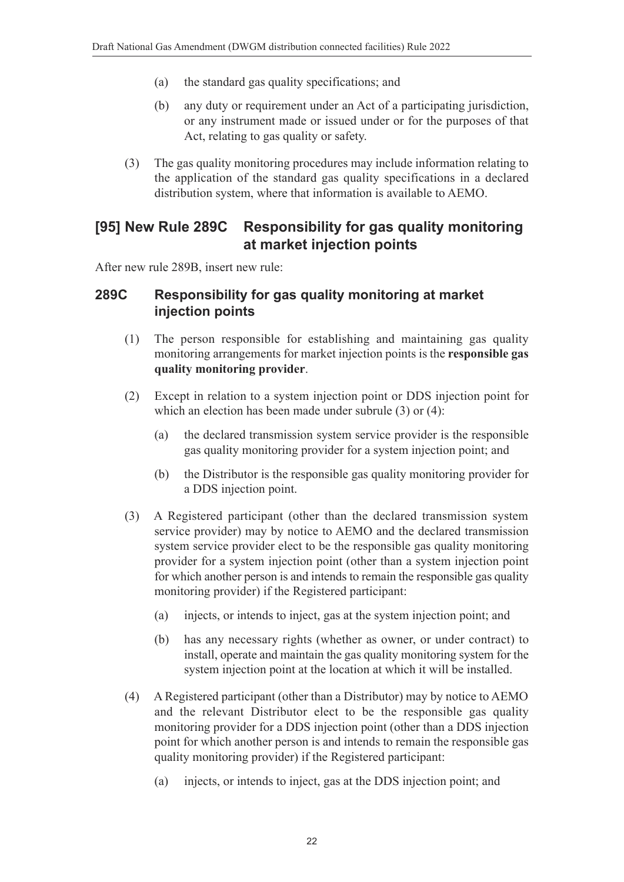(a) the standard gas quality specifications; and

(b) any duty or requirement under an Act of a participating jurisdiction, or any instrument made or issued under or for the purposes of that Act, relating to gas quality or safety.

(3) The gas quality monitoring procedures may include information relating to the application of the standard gas quality specifications in a declared distribution system, where that information is available to AEMO.

## [95] New Rule 289C Responsibility for gas quality monitoring at market injection points

After new rule 289B, insert new rule:

### 289C Responsibility for gas quality monitoring at market injection points

(1) The person responsible for establishing and maintaining gas quality monitoring arrangements for market injection points is the **responsible gas quality monitoring provider**.

(2) Except in relation to a system injection point or DDS injection point for which an election has been made under subrule (3) or (4):

(a) the declared transmission system service provider is the responsible gas quality monitoring provider for a system injection point; and

(b) the Distributor is the responsible gas quality monitoring provider for a DDS injection point.

(3) A Registered participant (other than the declared transmission system service provider) may by notice to AEMO and the declared transmission system service provider elect to be the responsible gas quality monitoring provider for a system injection point (other than a system injection point for which another person is and intends to remain the responsible gas quality monitoring provider) if the Registered participant:

(a) injects, or intends to inject, gas at the system injection point; and

(b) has any necessary rights (whether as owner, or under contract) to install, operate and maintain the gas quality monitoring system for the system injection point at the location at which it will be installed.

(4) A Registered participant (other than a Distributor) may by notice to AEMO and the relevant Distributor elect to be the responsible gas quality monitoring provider for a DDS injection point (other than a DDS injection point for which another person is and intends to remain the responsible gas quality monitoring provider) if the Registered participant:

(a) injects, or intends to inject, gas at the DDS injection point; and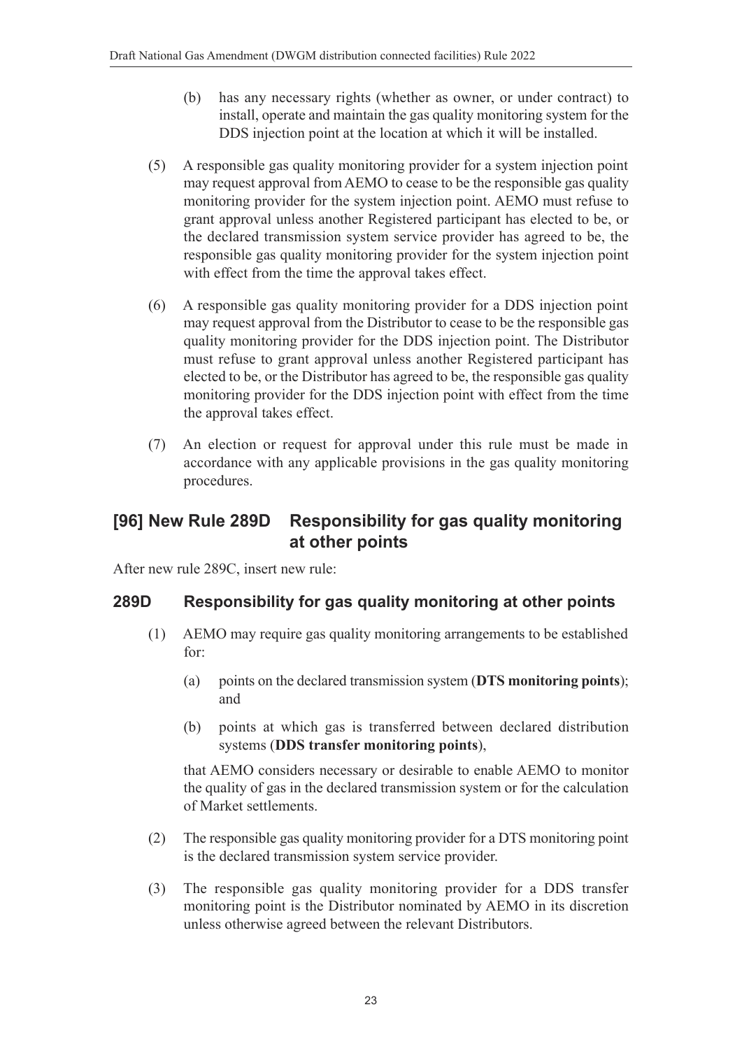(b) has any necessary rights (whether as owner, or under contract) to install, operate and maintain the gas quality monitoring system for the DDS injection point at the location at which it will be installed.

(5) A responsible gas quality monitoring provider for a system injection point may request approval from AEMO to cease to be the responsible gas quality monitoring provider for the system injection point. AEMO must refuse to grant approval unless another Registered participant has elected to be, or the declared transmission system service provider has agreed to be, the responsible gas quality monitoring provider for the system injection point with effect from the time the approval takes effect.

(6) A responsible gas quality monitoring provider for a DDS injection point may request approval from the Distributor to cease to be the responsible gas quality monitoring provider for the DDS injection point. The Distributor must refuse to grant approval unless another Registered participant has elected to be, or the Distributor has agreed to be, the responsible gas quality monitoring provider for the DDS injection point with effect from the time the approval takes effect.

(7) An election or request for approval under this rule must be made in accordance with any applicable provisions in the gas quality monitoring procedures.

## [96] New Rule 289D Responsibility for gas quality monitoring at other points

After new rule 289C, insert new rule:

### 289D Responsibility for gas quality monitoring at other points

(1) AEMO may require gas quality monitoring arrangements to be established for:

(a) points on the declared transmission system (**DTS monitoring points**); and

(b) points at which gas is transferred between declared distribution systems (**DDS transfer monitoring points**),

that AEMO considers necessary or desirable to enable AEMO to monitor the quality of gas in the declared transmission system or for the calculation of Market settlements.

(2) The responsible gas quality monitoring provider for a DTS monitoring point is the declared transmission system service provider.

(3) The responsible gas quality monitoring provider for a DDS transfer monitoring point is the Distributor nominated by AEMO in its discretion unless otherwise agreed between the relevant Distributors.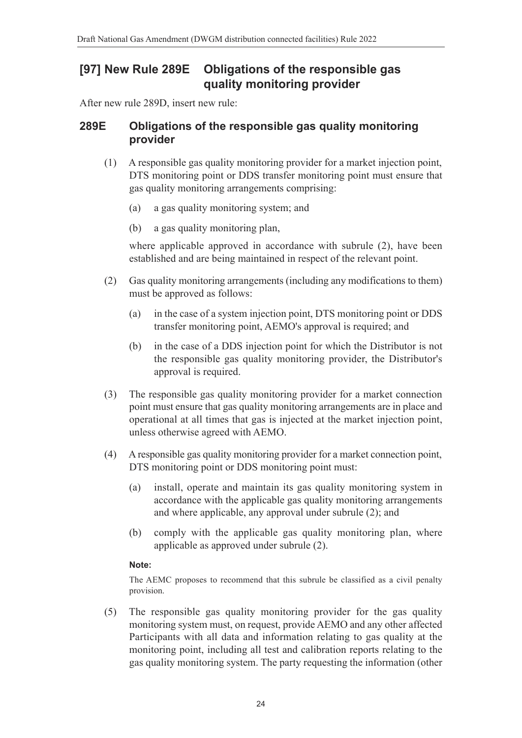## [97] New Rule 289E Obligations of the responsible gas quality monitoring provider

After new rule 289D, insert new rule:

### 289E Obligations of the responsible gas quality monitoring provider

(1) A responsible gas quality monitoring provider for a market injection point, DTS monitoring point or DDS transfer monitoring point must ensure that gas quality monitoring arrangements comprising:

(a) a gas quality monitoring system; and

(b) a gas quality monitoring plan,

where applicable approved in accordance with subrule (2), have been established and are being maintained in respect of the relevant point.

(2) Gas quality monitoring arrangements (including any modifications to them) must be approved as follows:

(a) in the case of a system injection point, DTS monitoring point or DDS transfer monitoring point, AEMO's approval is required; and

(b) in the case of a DDS injection point for which the Distributor is not the responsible gas quality monitoring provider, the Distributor's approval is required.

(3) The responsible gas quality monitoring provider for a market connection point must ensure that gas quality monitoring arrangements are in place and operational at all times that gas is injected at the market injection point, unless otherwise agreed with AEMO.

(4) A responsible gas quality monitoring provider for a market connection point, DTS monitoring point or DDS monitoring point must:

(a) install, operate and maintain its gas quality monitoring system in accordance with the applicable gas quality monitoring arrangements and where applicable, any approval under subrule (2); and

(b) comply with the applicable gas quality monitoring plan, where applicable as approved under subrule (2).

**Note:**

The AEMC proposes to recommend that this subrule be classified as a civil penalty provision.

(5) The responsible gas quality monitoring provider for the gas quality monitoring system must, on request, provide AEMO and any other affected Participants with all data and information relating to gas quality at the monitoring point, including all test and calibration reports relating to the gas quality monitoring system. The party requesting the information (other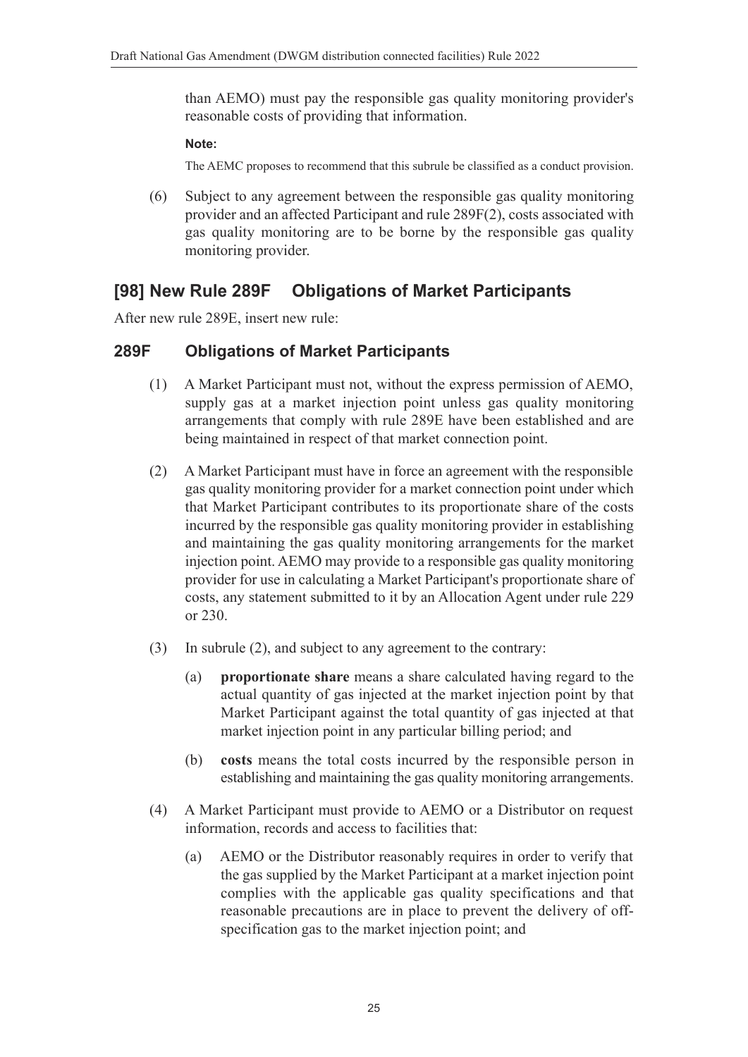than AEMO) must pay the responsible gas quality monitoring provider's reasonable costs of providing that information.

**Note:**

The AEMC proposes to recommend that this subrule be classified as a conduct provision.

(6) Subject to any agreement between the responsible gas quality monitoring provider and an affected Participant and rule 289F(2), costs associated with gas quality monitoring are to be borne by the responsible gas quality monitoring provider.

## [98] New Rule 289F Obligations of Market Participants

After new rule 289E, insert new rule:

### 289F Obligations of Market Participants

(1) A Market Participant must not, without the express permission of AEMO, supply gas at a market injection point unless gas quality monitoring arrangements that comply with rule 289E have been established and are being maintained in respect of that market connection point.

(2) A Market Participant must have in force an agreement with the responsible gas quality monitoring provider for a market connection point under which that Market Participant contributes to its proportionate share of the costs incurred by the responsible gas quality monitoring provider in establishing and maintaining the gas quality monitoring arrangements for the market injection point. AEMO may provide to a responsible gas quality monitoring provider for use in calculating a Market Participant's proportionate share of costs, any statement submitted to it by an Allocation Agent under rule 229 or 230.

(3) In subrule (2), and subject to any agreement to the contrary:

(a) **proportionate share** means a share calculated having regard to the actual quantity of gas injected at the market injection point by that Market Participant against the total quantity of gas injected at that market injection point in any particular billing period; and

(b) **costs** means the total costs incurred by the responsible person in establishing and maintaining the gas quality monitoring arrangements.

(4) A Market Participant must provide to AEMO or a Distributor on request information, records and access to facilities that:

(a) AEMO or the Distributor reasonably requires in order to verify that the gas supplied by the Market Participant at a market injection point complies with the applicable gas quality specifications and that reasonable precautions are in place to prevent the delivery of off-specification gas to the market injection point; and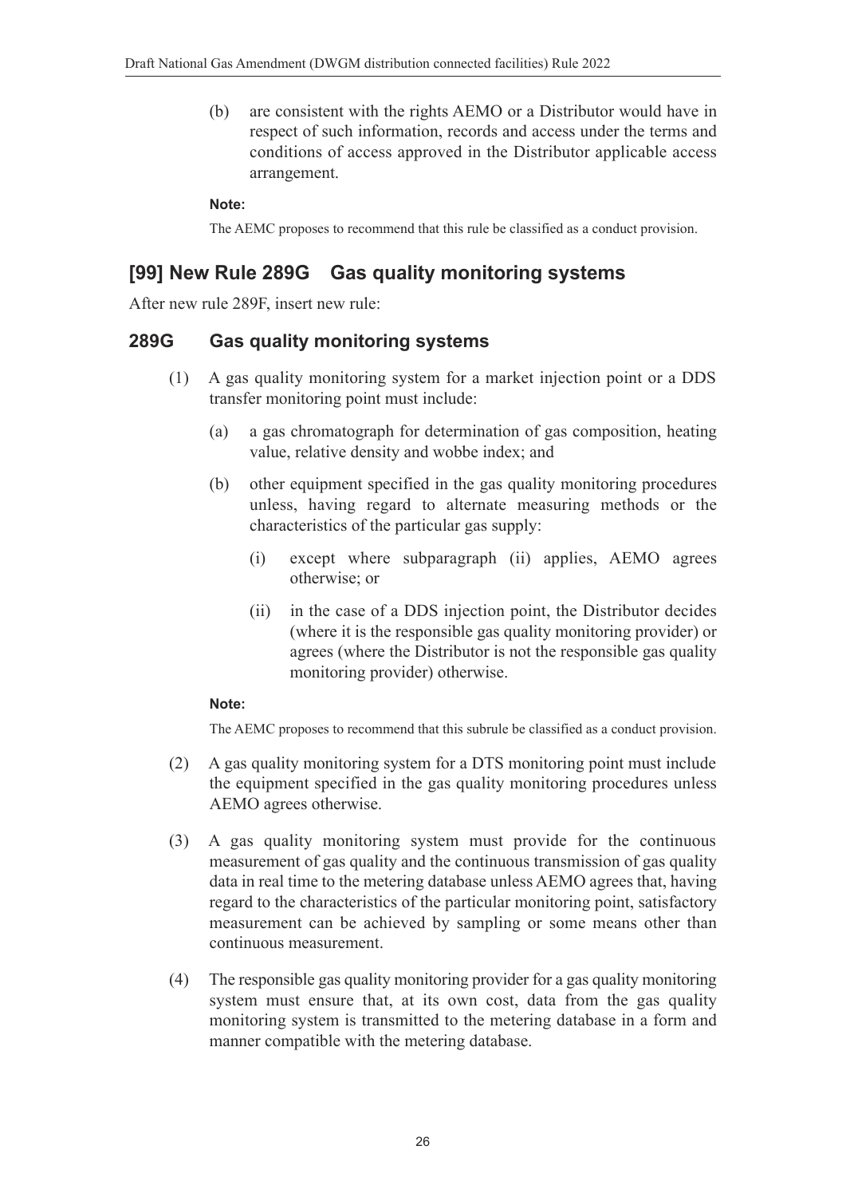(b) are consistent with the rights AEMO or a Distributor would have in respect of such information, records and access under the terms and conditions of access approved in the Distributor applicable access arrangement.

**Note:**

The AEMC proposes to recommend that this rule be classified as a conduct provision.

## [99] New Rule 289G Gas quality monitoring systems

After new rule 289F, insert new rule:

### 289G Gas quality monitoring systems

(1) A gas quality monitoring system for a market injection point or a DDS transfer monitoring point must include:

(a) a gas chromatograph for determination of gas composition, heating value, relative density and wobbe index; and

(b) other equipment specified in the gas quality monitoring procedures unless, having regard to alternate measuring methods or the characteristics of the particular gas supply:

(i) except where subparagraph (ii) applies, AEMO agrees otherwise; or

(ii) in the case of a DDS injection point, the Distributor decides (where it is the responsible gas quality monitoring provider) or agrees (where the Distributor is not the responsible gas quality monitoring provider) otherwise.

**Note:**

The AEMC proposes to recommend that this subrule be classified as a conduct provision.

(2) A gas quality monitoring system for a DTS monitoring point must include the equipment specified in the gas quality monitoring procedures unless AEMO agrees otherwise.

(3) A gas quality monitoring system must provide for the continuous measurement of gas quality and the continuous transmission of gas quality data in real time to the metering database unless AEMO agrees that, having regard to the characteristics of the particular monitoring point, satisfactory measurement can be achieved by sampling or some means other than continuous measurement.

(4) The responsible gas quality monitoring provider for a gas quality monitoring system must ensure that, at its own cost, data from the gas quality monitoring system is transmitted to the metering database in a form and manner compatible with the metering database.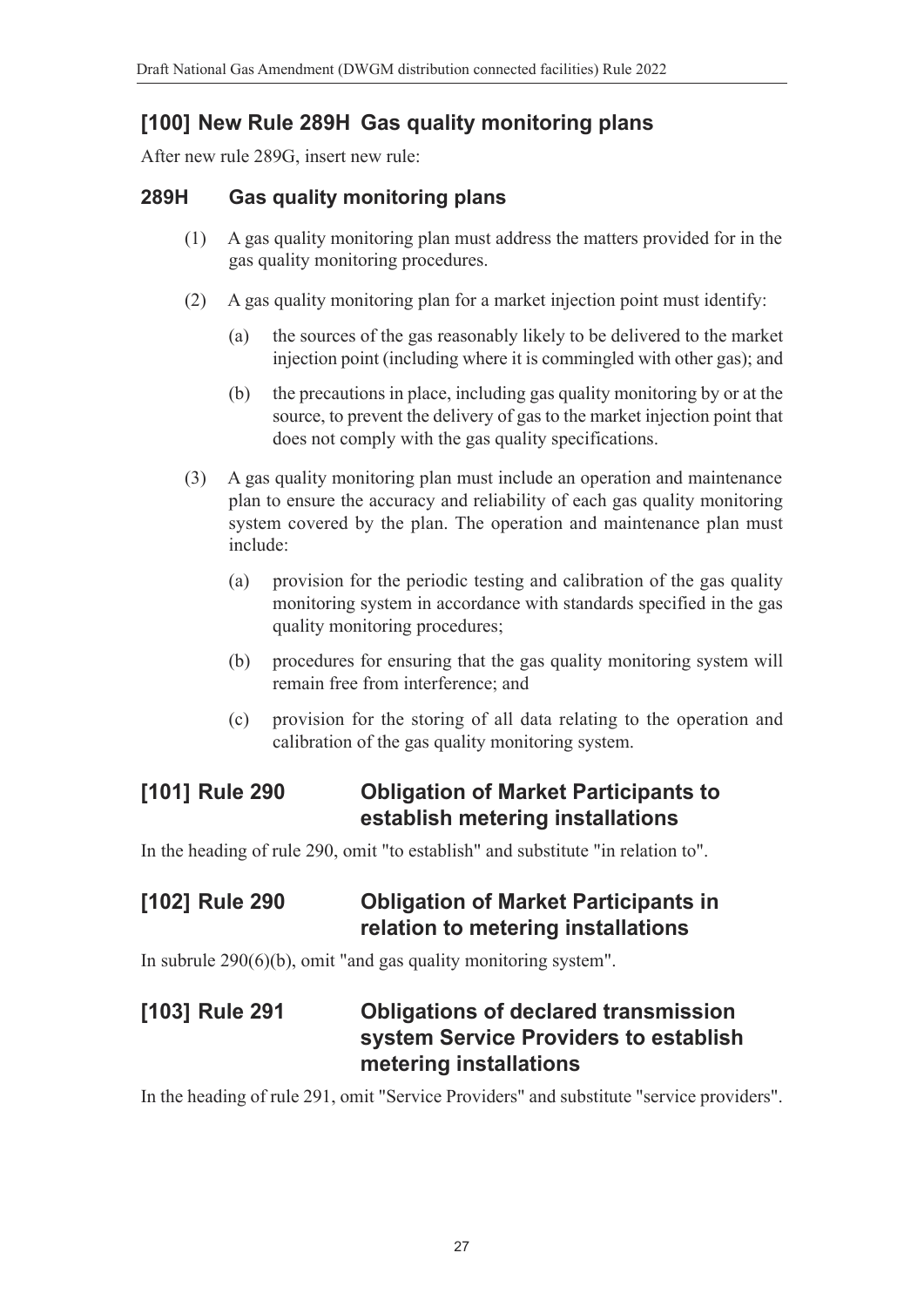## [100] New Rule 289H Gas quality monitoring plans

After new rule 289G, insert new rule:

### 289H Gas quality monitoring plans

(1) A gas quality monitoring plan must address the matters provided for in the gas quality monitoring procedures.

(2) A gas quality monitoring plan for a market injection point must identify:

(a) the sources of the gas reasonably likely to be delivered to the market injection point (including where it is commingled with other gas); and

(b) the precautions in place, including gas quality monitoring by or at the source, to prevent the delivery of gas to the market injection point that does not comply with the gas quality specifications.

(3) A gas quality monitoring plan must include an operation and maintenance plan to ensure the accuracy and reliability of each gas quality monitoring system covered by the plan. The operation and maintenance plan must include:

(a) provision for the periodic testing and calibration of the gas quality monitoring system in accordance with standards specified in the gas quality monitoring procedures;

(b) procedures for ensuring that the gas quality monitoring system will remain free from interference; and

(c) provision for the storing of all data relating to the operation and calibration of the gas quality monitoring system.

## [101] Rule 290 Obligation of Market Participants to establish metering installations

In the heading of rule 290, omit "to establish" and substitute "in relation to".

## [102] Rule 290 Obligation of Market Participants in relation to metering installations

In subrule 290(6)(b), omit "and gas quality monitoring system".

## [103] Rule 291 Obligations of declared transmission system Service Providers to establish metering installations

In the heading of rule 291, omit "Service Providers" and substitute "service providers".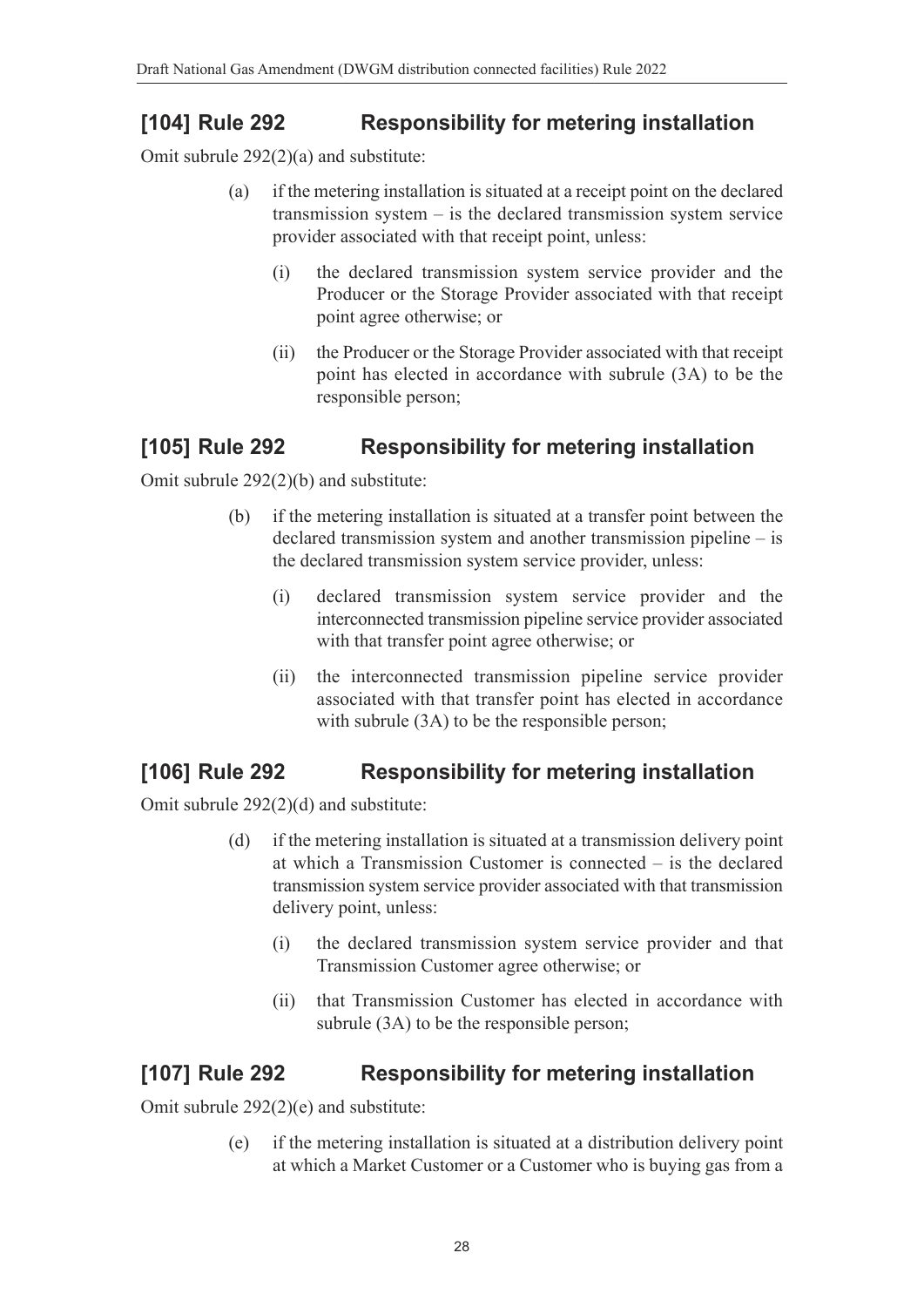## [104] Rule 292 Responsibility for metering installation

Omit subrule 292(2)(a) and substitute:

(a) if the metering installation is situated at a receipt point on the declared transmission system – is the declared transmission system service provider associated with that receipt point, unless:

(i) the declared transmission system service provider and the Producer or the Storage Provider associated with that receipt point agree otherwise; or

(ii) the Producer or the Storage Provider associated with that receipt point has elected in accordance with subrule (3A) to be the responsible person;

## [105] Rule 292 Responsibility for metering installation

Omit subrule 292(2)(b) and substitute:

(b) if the metering installation is situated at a transfer point between the declared transmission system and another transmission pipeline – is the declared transmission system service provider, unless:

(i) declared transmission system service provider and the interconnected transmission pipeline service provider associated with that transfer point agree otherwise; or

(ii) the interconnected transmission pipeline service provider associated with that transfer point has elected in accordance with subrule (3A) to be the responsible person;

## [106] Rule 292 Responsibility for metering installation

Omit subrule 292(2)(d) and substitute:

(d) if the metering installation is situated at a transmission delivery point at which a Transmission Customer is connected – is the declared transmission system service provider associated with that transmission delivery point, unless:

(i) the declared transmission system service provider and that Transmission Customer agree otherwise; or

(ii) that Transmission Customer has elected in accordance with subrule (3A) to be the responsible person;

## [107] Rule 292 Responsibility for metering installation

Omit subrule 292(2)(e) and substitute:

(e) if the metering installation is situated at a distribution delivery point at which a Market Customer or a Customer who is buying gas from a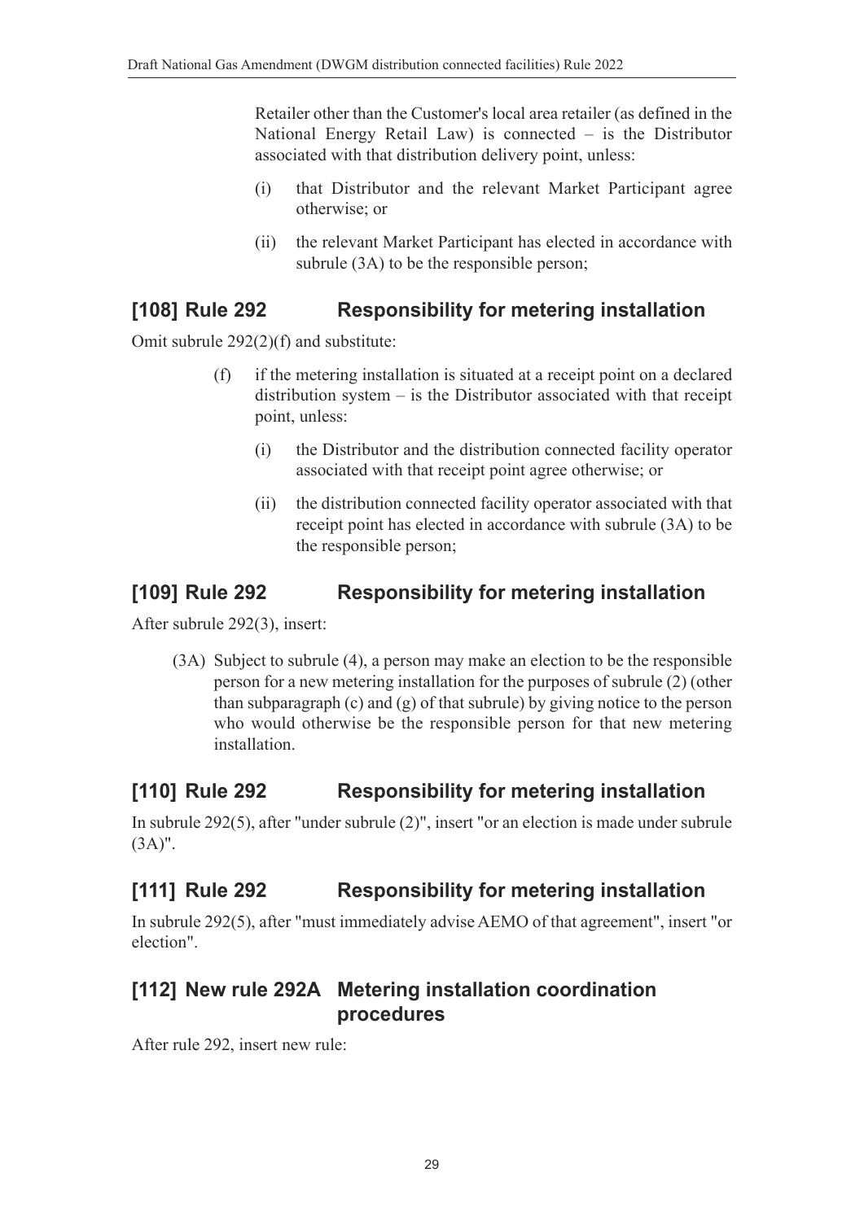Retailer other than the Customer's local area retailer (as defined in the National Energy Retail Law) is connected – is the Distributor associated with that distribution delivery point, unless:

(i) that Distributor and the relevant Market Participant agree otherwise; or

(ii) the relevant Market Participant has elected in accordance with subrule (3A) to be the responsible person;

## [108] Rule 292 Responsibility for metering installation

Omit subrule 292(2)(f) and substitute:

(f) if the metering installation is situated at a receipt point on a declared distribution system – is the Distributor associated with that receipt point, unless:

(i) the Distributor and the distribution connected facility operator associated with that receipt point agree otherwise; or

(ii) the distribution connected facility operator associated with that receipt point has elected in accordance with subrule (3A) to be the responsible person;

## [109] Rule 292 Responsibility for metering installation

After subrule 292(3), insert:

(3A) Subject to subrule (4), a person may make an election to be the responsible person for a new metering installation for the purposes of subrule (2) (other than subparagraph (c) and (g) of that subrule) by giving notice to the person who would otherwise be the responsible person for that new metering installation.

## [110] Rule 292 Responsibility for metering installation

In subrule 292(5), after "under subrule (2)", insert "or an election is made under subrule (3A)".

## [111] Rule 292 Responsibility for metering installation

In subrule 292(5), after "must immediately advise AEMO of that agreement", insert "or election".

## [112] New rule 292A Metering installation coordination procedures

After rule 292, insert new rule: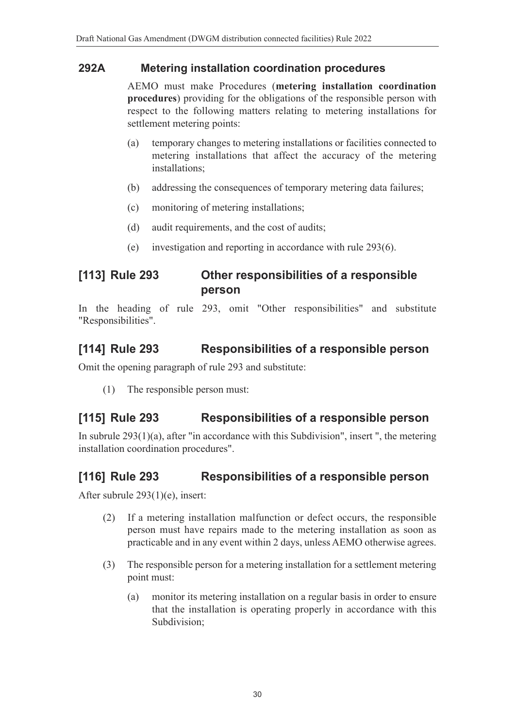## 292A Metering installation coordination procedures

AEMO must make Procedures (**metering installation coordination procedures**) providing for the obligations of the responsible person with respect to the following matters relating to metering installations for settlement metering points:

(a) temporary changes to metering installations or facilities connected to metering installations that affect the accuracy of the metering installations;

(b) addressing the consequences of temporary metering data failures;

(c) monitoring of metering installations;

(d) audit requirements, and the cost of audits;

(e) investigation and reporting in accordance with rule 293(6).

## [113] Rule 293 Other responsibilities of a responsible person

In the heading of rule 293, omit "Other responsibilities" and substitute "Responsibilities".

## [114] Rule 293 Responsibilities of a responsible person

Omit the opening paragraph of rule 293 and substitute:

(1) The responsible person must:

## [115] Rule 293 Responsibilities of a responsible person

In subrule 293(1)(a), after "in accordance with this Subdivision", insert ", the metering installation coordination procedures".

## [116] Rule 293 Responsibilities of a responsible person

After subrule 293(1)(e), insert:

(2) If a metering installation malfunction or defect occurs, the responsible person must have repairs made to the metering installation as soon as practicable and in any event within 2 days, unless AEMO otherwise agrees.

(3) The responsible person for a metering installation for a settlement metering point must:

(a) monitor its metering installation on a regular basis in order to ensure that the installation is operating properly in accordance with this Subdivision;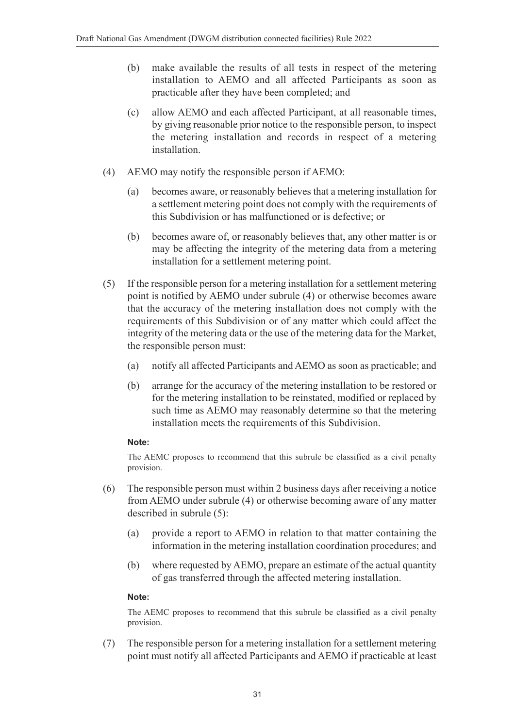(b) make available the results of all tests in respect of the metering installation to AEMO and all affected Participants as soon as practicable after they have been completed; and

(c) allow AEMO and each affected Participant, at all reasonable times, by giving reasonable prior notice to the responsible person, to inspect the metering installation and records in respect of a metering installation.

(4) AEMO may notify the responsible person if AEMO:

(a) becomes aware, or reasonably believes that a metering installation for a settlement metering point does not comply with the requirements of this Subdivision or has malfunctioned or is defective; or

(b) becomes aware of, or reasonably believes that, any other matter is or may be affecting the integrity of the metering data from a metering installation for a settlement metering point.

(5) If the responsible person for a metering installation for a settlement metering point is notified by AEMO under subrule (4) or otherwise becomes aware that the accuracy of the metering installation does not comply with the requirements of this Subdivision or of any matter which could affect the integrity of the metering data or the use of the metering data for the Market, the responsible person must:

(a) notify all affected Participants and AEMO as soon as practicable; and

(b) arrange for the accuracy of the metering installation to be restored or for the metering installation to be reinstated, modified or replaced by such time as AEMO may reasonably determine so that the metering installation meets the requirements of this Subdivision.

**Note:**

The AEMC proposes to recommend that this subrule be classified as a civil penalty provision.

(6) The responsible person must within 2 business days after receiving a notice from AEMO under subrule (4) or otherwise becoming aware of any matter described in subrule (5):

(a) provide a report to AEMO in relation to that matter containing the information in the metering installation coordination procedures; and

(b) where requested by AEMO, prepare an estimate of the actual quantity of gas transferred through the affected metering installation.

**Note:**

The AEMC proposes to recommend that this subrule be classified as a civil penalty provision.

(7) The responsible person for a metering installation for a settlement metering point must notify all affected Participants and AEMO if practicable at least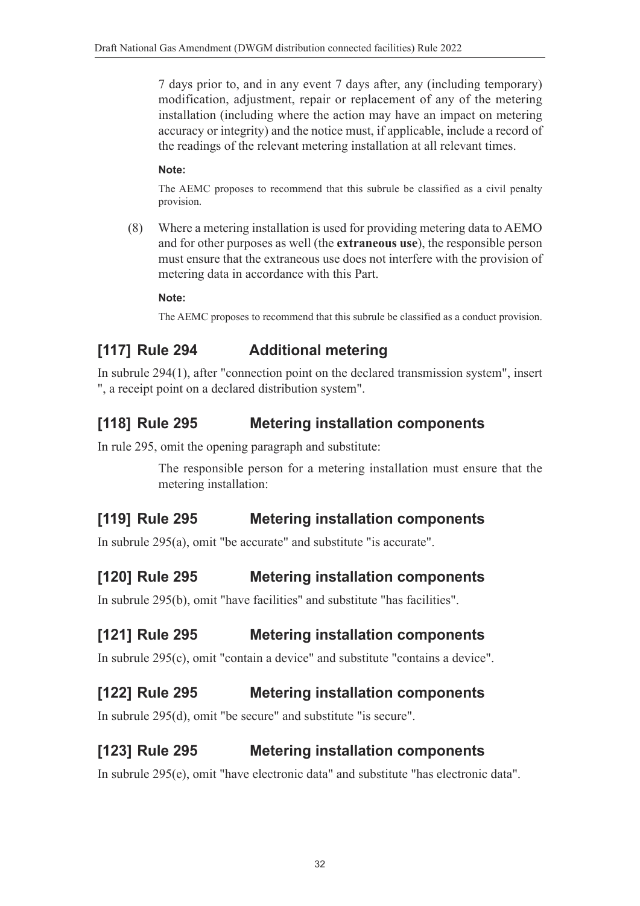7 days prior to, and in any event 7 days after, any (including temporary) modification, adjustment, repair or replacement of any of the metering installation (including where the action may have an impact on metering accuracy or integrity) and the notice must, if applicable, include a record of the readings of the relevant metering installation at all relevant times.

**Note:**

The AEMC proposes to recommend that this subrule be classified as a civil penalty provision.

(8) Where a metering installation is used for providing metering data to AEMO and for other purposes as well (the **extraneous use**), the responsible person must ensure that the extraneous use does not interfere with the provision of metering data in accordance with this Part.

**Note:**

The AEMC proposes to recommend that this subrule be classified as a conduct provision.

## [117] Rule 294 Additional metering

In subrule 294(1), after "connection point on the declared transmission system", insert ", a receipt point on a declared distribution system".

## [118] Rule 295 Metering installation components

In rule 295, omit the opening paragraph and substitute:

The responsible person for a metering installation must ensure that the metering installation:

## [119] Rule 295 Metering installation components

In subrule 295(a), omit "be accurate" and substitute "is accurate".

## [120] Rule 295 Metering installation components

In subrule 295(b), omit "have facilities" and substitute "has facilities".

## [121] Rule 295 Metering installation components

In subrule 295(c), omit "contain a device" and substitute "contains a device".

## [122] Rule 295 Metering installation components

In subrule 295(d), omit "be secure" and substitute "is secure".

## [123] Rule 295 Metering installation components

In subrule 295(e), omit "have electronic data" and substitute "has electronic data".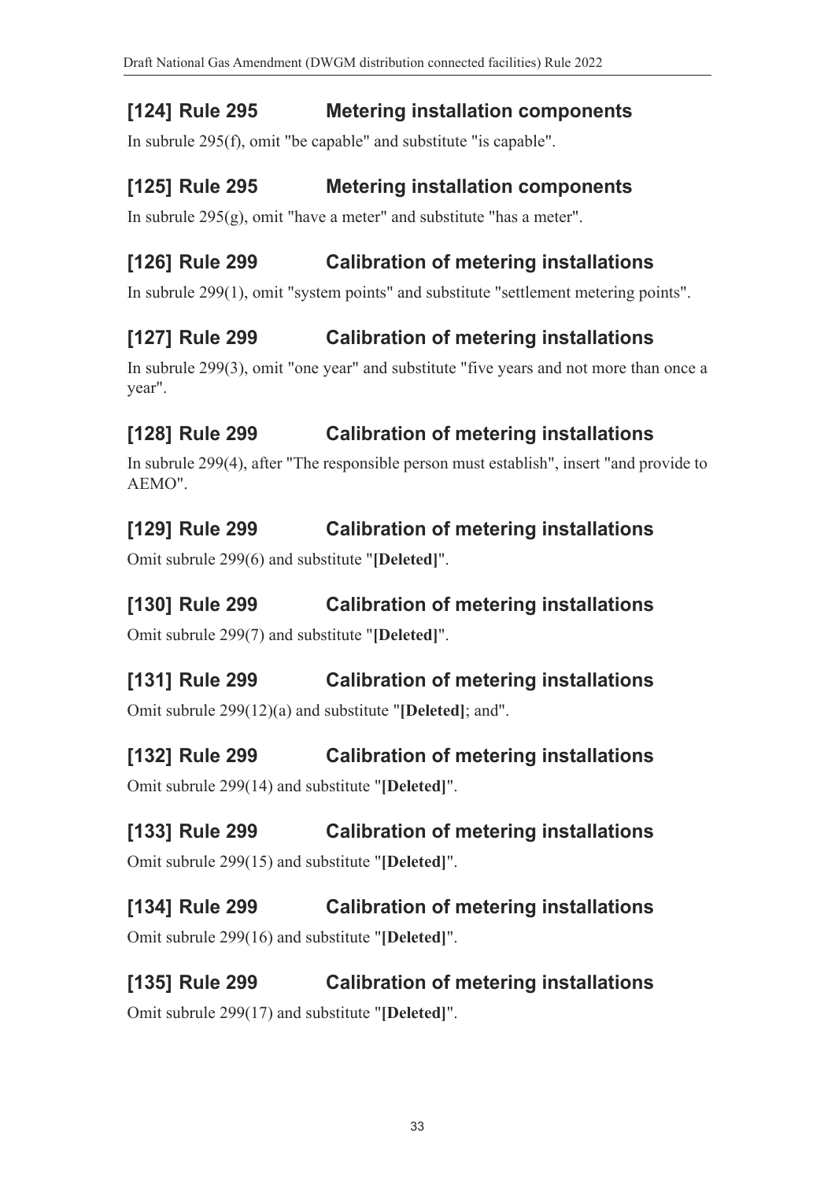## [124] Rule 295 Metering installation components

In subrule 295(f), omit "be capable" and substitute "is capable".

## [125] Rule 295 Metering installation components

In subrule 295(g), omit "have a meter" and substitute "has a meter".

## [126] Rule 299 Calibration of metering installations

In subrule 299(1), omit "system points" and substitute "settlement metering points".

## [127] Rule 299 Calibration of metering installations

In subrule 299(3), omit "one year" and substitute "five years and not more than once a year".

## [128] Rule 299 Calibration of metering installations

In subrule 299(4), after "The responsible person must establish", insert "and provide to AEMO".

## [129] Rule 299 Calibration of metering installations

Omit subrule 299(6) and substitute "**[Deleted]**".

## [130] Rule 299 Calibration of metering installations

Omit subrule 299(7) and substitute "**[Deleted]**".

## [131] Rule 299 Calibration of metering installations

Omit subrule 299(12)(a) and substitute "**[Deleted]**; and".

## [132] Rule 299 Calibration of metering installations

Omit subrule 299(14) and substitute "**[Deleted]**".

## [133] Rule 299 Calibration of metering installations

Omit subrule 299(15) and substitute "**[Deleted]**".

## [134] Rule 299 Calibration of metering installations

Omit subrule 299(16) and substitute "**[Deleted]**".

## [135] Rule 299 Calibration of metering installations

Omit subrule 299(17) and substitute "**[Deleted]**".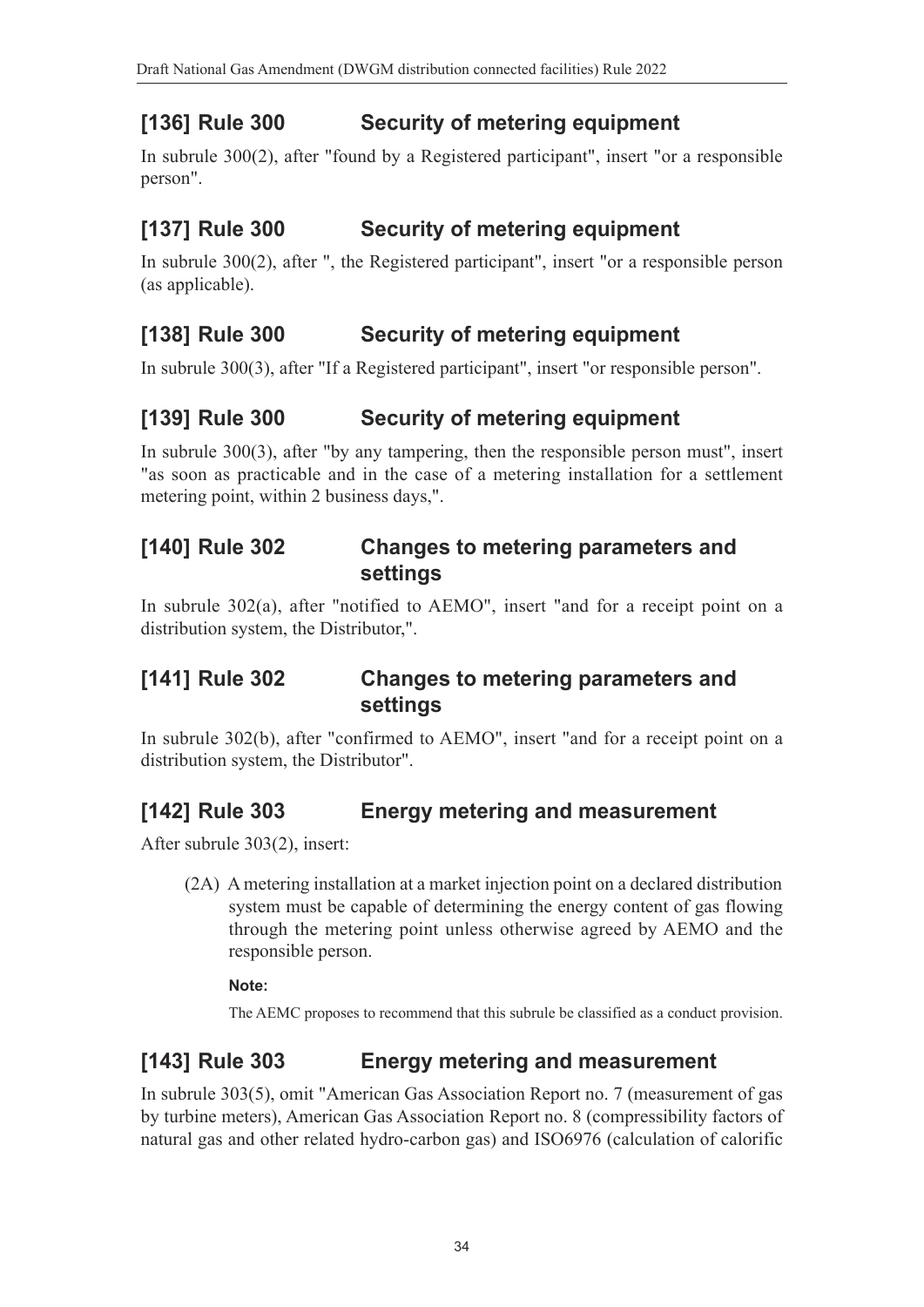## [136] Rule 300 Security of metering equipment

In subrule 300(2), after "found by a Registered participant", insert "or a responsible person".

## [137] Rule 300 Security of metering equipment

In subrule 300(2), after ", the Registered participant", insert "or a responsible person (as applicable).

## [138] Rule 300 Security of metering equipment

In subrule 300(3), after "If a Registered participant", insert "or responsible person".

## [139] Rule 300 Security of metering equipment

In subrule 300(3), after "by any tampering, then the responsible person must", insert "as soon as practicable and in the case of a metering installation for a settlement metering point, within 2 business days,".

## [140] Rule 302 Changes to metering parameters and settings

In subrule 302(a), after "notified to AEMO", insert "and for a receipt point on a distribution system, the Distributor,".

## [141] Rule 302 Changes to metering parameters and settings

In subrule 302(b), after "confirmed to AEMO", insert "and for a receipt point on a distribution system, the Distributor".

## [142] Rule 303 Energy metering and measurement

After subrule 303(2), insert:

(2A) A metering installation at a market injection point on a declared distribution system must be capable of determining the energy content of gas flowing through the metering point unless otherwise agreed by AEMO and the responsible person.

**Note:**

The AEMC proposes to recommend that this subrule be classified as a conduct provision.

## [143] Rule 303 Energy metering and measurement

In subrule 303(5), omit "American Gas Association Report no. 7 (measurement of gas by turbine meters), American Gas Association Report no. 8 (compressibility factors of natural gas and other related hydro-carbon gas) and ISO6976 (calculation of calorific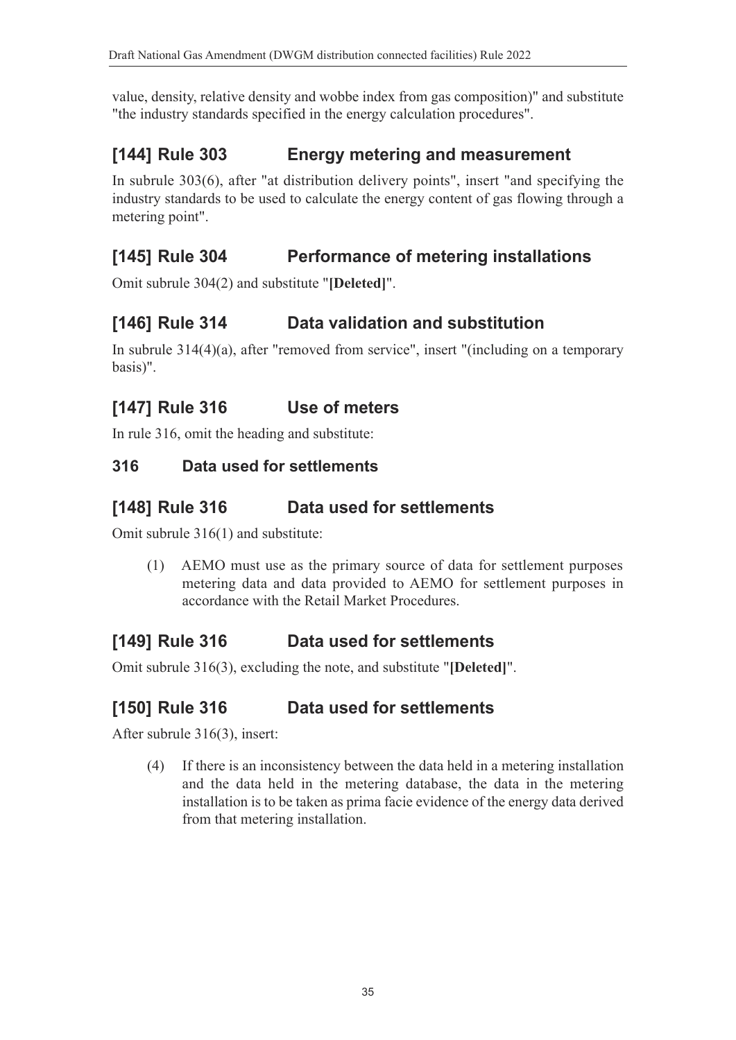value, density, relative density and wobbe index from gas composition)" and substitute "the industry standards specified in the energy calculation procedures".

## [144] Rule 303 Energy metering and measurement

In subrule 303(6), after "at distribution delivery points", insert "and specifying the industry standards to be used to calculate the energy content of gas flowing through a metering point".

## [145] Rule 304 Performance of metering installations

Omit subrule 304(2) and substitute "**[Deleted]**".

## [146] Rule 314 Data validation and substitution

In subrule 314(4)(a), after "removed from service", insert "(including on a temporary basis)".

## [147] Rule 316 Use of meters

In rule 316, omit the heading and substitute:

### 316 Data used for settlements

## [148] Rule 316 Data used for settlements

Omit subrule 316(1) and substitute:

(1) AEMO must use as the primary source of data for settlement purposes metering data and data provided to AEMO for settlement purposes in accordance with the Retail Market Procedures.

## [149] Rule 316 Data used for settlements

Omit subrule 316(3), excluding the note, and substitute "**[Deleted]**".

## [150] Rule 316 Data used for settlements

After subrule 316(3), insert:

(4) If there is an inconsistency between the data held in a metering installation and the data held in the metering database, the data in the metering installation is to be taken as prima facie evidence of the energy data derived from that metering installation.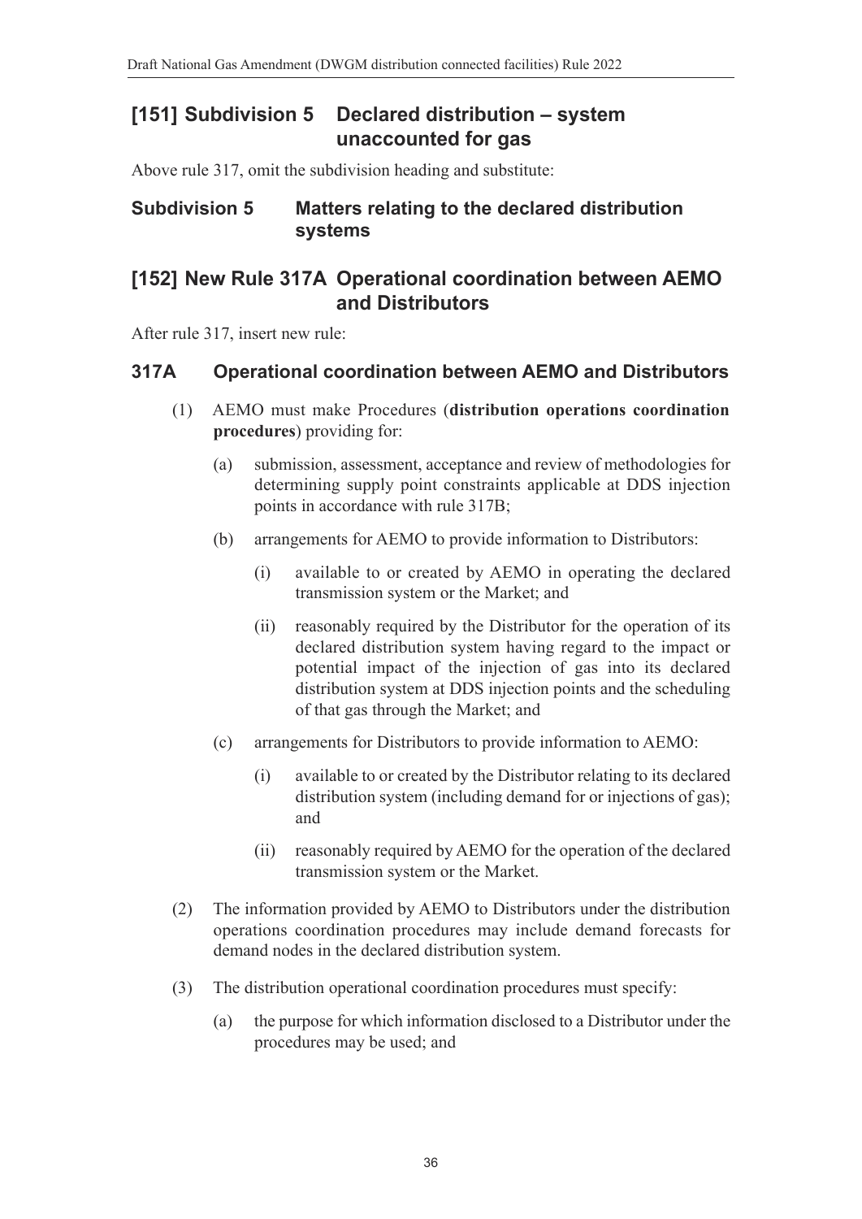## [151] Subdivision 5 Declared distribution – system unaccounted for gas

Above rule 317, omit the subdivision heading and substitute:

### Subdivision 5 Matters relating to the declared distribution systems

## [152] New Rule 317A Operational coordination between AEMO and Distributors

After rule 317, insert new rule:

### 317A Operational coordination between AEMO and Distributors

(1) AEMO must make Procedures (**distribution operations coordination procedures**) providing for:

(a) submission, assessment, acceptance and review of methodologies for determining supply point constraints applicable at DDS injection points in accordance with rule 317B;

(b) arrangements for AEMO to provide information to Distributors:

(i) available to or created by AEMO in operating the declared transmission system or the Market; and

(ii) reasonably required by the Distributor for the operation of its declared distribution system having regard to the impact or potential impact of the injection of gas into its declared distribution system at DDS injection points and the scheduling of that gas through the Market; and

(c) arrangements for Distributors to provide information to AEMO:

(i) available to or created by the Distributor relating to its declared distribution system (including demand for or injections of gas); and

(ii) reasonably required by AEMO for the operation of the declared transmission system or the Market.

(2) The information provided by AEMO to Distributors under the distribution operations coordination procedures may include demand forecasts for demand nodes in the declared distribution system.

(3) The distribution operational coordination procedures must specify:

(a) the purpose for which information disclosed to a Distributor under the procedures may be used; and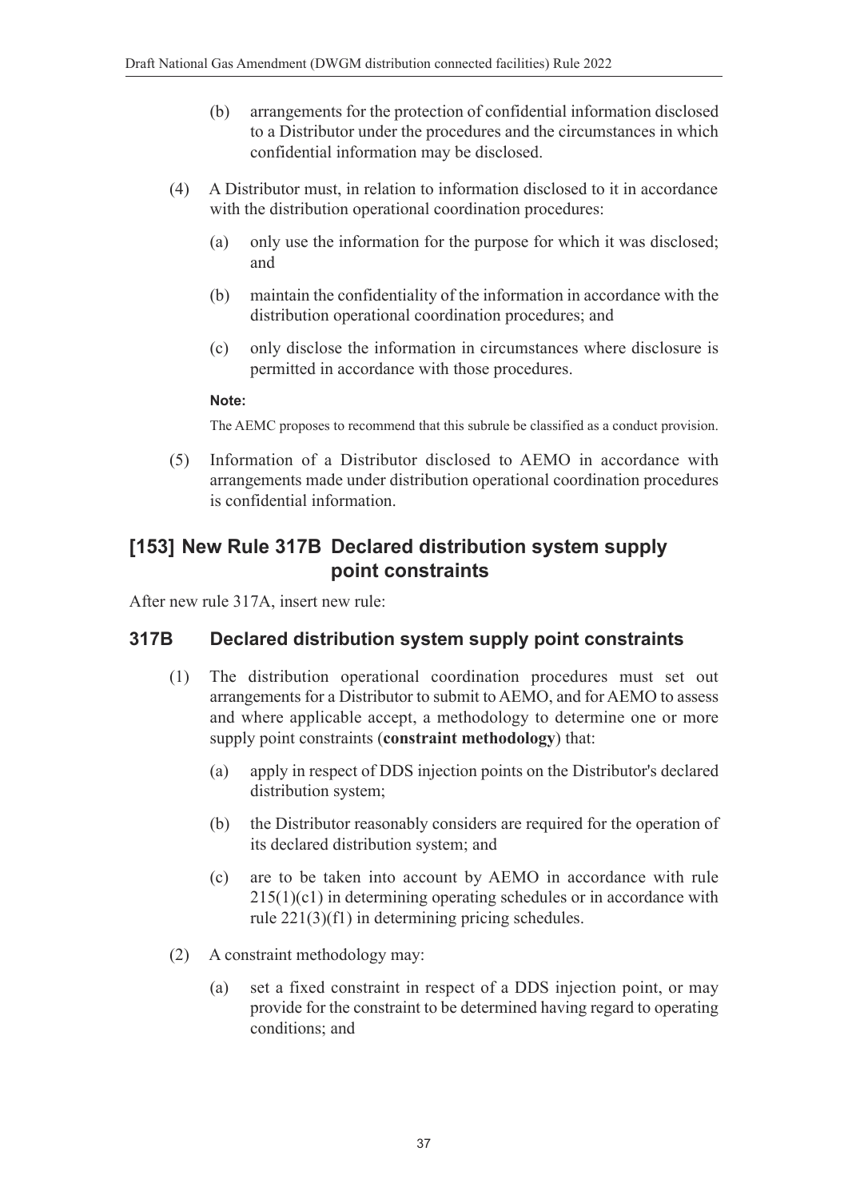(b) arrangements for the protection of confidential information disclosed to a Distributor under the procedures and the circumstances in which confidential information may be disclosed.

(4) A Distributor must, in relation to information disclosed to it in accordance with the distribution operational coordination procedures:

(a) only use the information for the purpose for which it was disclosed; and

(b) maintain the confidentiality of the information in accordance with the distribution operational coordination procedures; and

(c) only disclose the information in circumstances where disclosure is permitted in accordance with those procedures.

**Note:**

The AEMC proposes to recommend that this subrule be classified as a conduct provision.

(5) Information of a Distributor disclosed to AEMO in accordance with arrangements made under distribution operational coordination procedures is confidential information.

## [153] New Rule 317B Declared distribution system supply point constraints

After new rule 317A, insert new rule:

### 317B Declared distribution system supply point constraints

(1) The distribution operational coordination procedures must set out arrangements for a Distributor to submit to AEMO, and for AEMO to assess and where applicable accept, a methodology to determine one or more supply point constraints (**constraint methodology**) that:

(a) apply in respect of DDS injection points on the Distributor's declared distribution system;

(b) the Distributor reasonably considers are required for the operation of its declared distribution system; and

(c) are to be taken into account by AEMO in accordance with rule 215(1)(c1) in determining operating schedules or in accordance with rule 221(3)(f1) in determining pricing schedules.

(2) A constraint methodology may:

(a) set a fixed constraint in respect of a DDS injection point, or may provide for the constraint to be determined having regard to operating conditions; and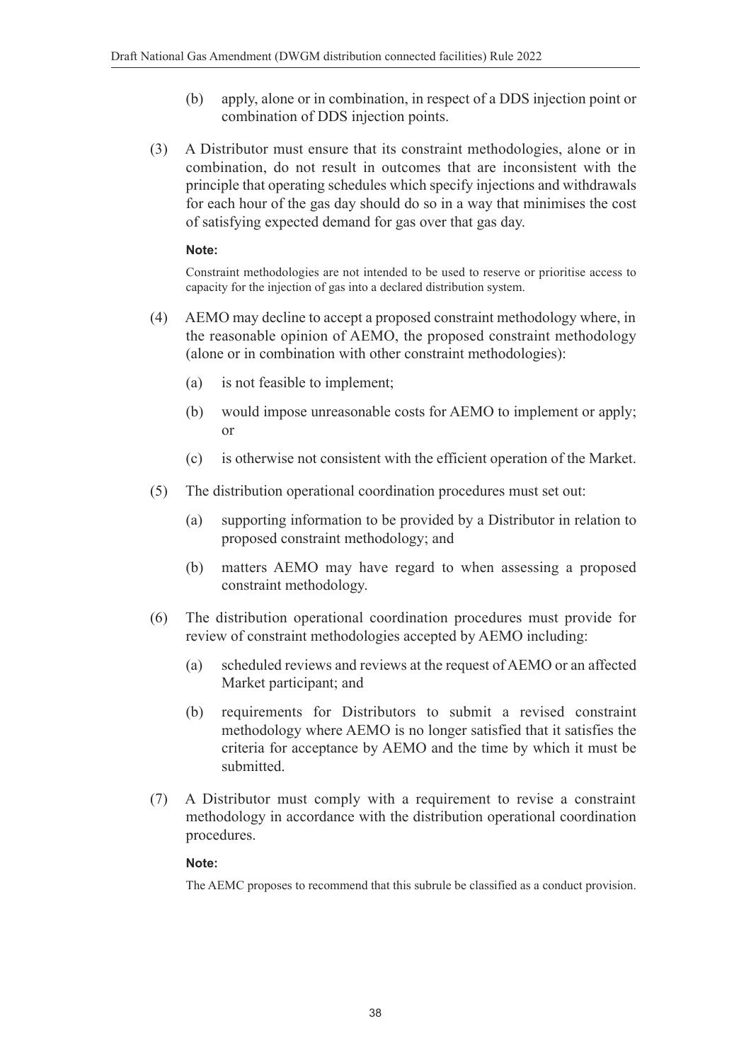(b) apply, alone or in combination, in respect of a DDS injection point or combination of DDS injection points.

(3) A Distributor must ensure that its constraint methodologies, alone or in combination, do not result in outcomes that are inconsistent with the principle that operating schedules which specify injections and withdrawals for each hour of the gas day should do so in a way that minimises the cost of satisfying expected demand for gas over that gas day.

**Note:**

Constraint methodologies are not intended to be used to reserve or prioritise access to capacity for the injection of gas into a declared distribution system.

(4) AEMO may decline to accept a proposed constraint methodology where, in the reasonable opinion of AEMO, the proposed constraint methodology (alone or in combination with other constraint methodologies):

(a) is not feasible to implement;

(b) would impose unreasonable costs for AEMO to implement or apply; or

(c) is otherwise not consistent with the efficient operation of the Market.

(5) The distribution operational coordination procedures must set out:

(a) supporting information to be provided by a Distributor in relation to proposed constraint methodology; and

(b) matters AEMO may have regard to when assessing a proposed constraint methodology.

(6) The distribution operational coordination procedures must provide for review of constraint methodologies accepted by AEMO including:

(a) scheduled reviews and reviews at the request of AEMO or an affected Market participant; and

(b) requirements for Distributors to submit a revised constraint methodology where AEMO is no longer satisfied that it satisfies the criteria for acceptance by AEMO and the time by which it must be submitted.

(7) A Distributor must comply with a requirement to revise a constraint methodology in accordance with the distribution operational coordination procedures.

**Note:**

The AEMC proposes to recommend that this subrule be classified as a conduct provision.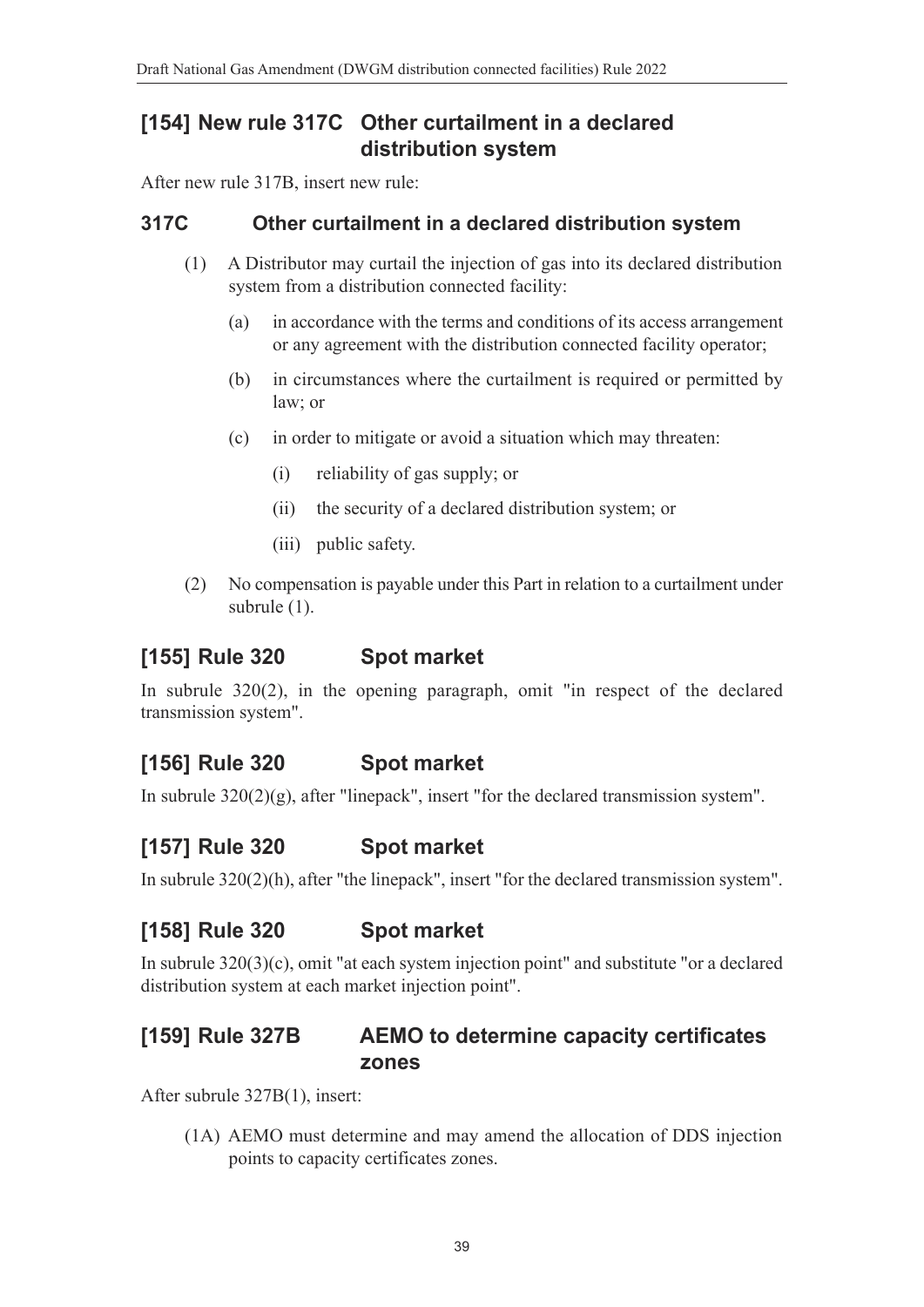## [154] New rule 317C Other curtailment in a declared distribution system

After new rule 317B, insert new rule:

### 317C Other curtailment in a declared distribution system

(1) A Distributor may curtail the injection of gas into its declared distribution system from a distribution connected facility:

  (a) in accordance with the terms and conditions of its access arrangement or any agreement with the distribution connected facility operator;

  (b) in circumstances where the curtailment is required or permitted by law; or

  (c) in order to mitigate or avoid a situation which may threaten:

    (i) reliability of gas supply; or

    (ii) the security of a declared distribution system; or

    (iii) public safety.

(2) No compensation is payable under this Part in relation to a curtailment under subrule (1).

## [155] Rule 320 Spot market

In subrule 320(2), in the opening paragraph, omit "in respect of the declared transmission system".

## [156] Rule 320 Spot market

In subrule 320(2)(g), after "linepack", insert "for the declared transmission system".

## [157] Rule 320 Spot market

In subrule 320(2)(h), after "the linepack", insert "for the declared transmission system".

## [158] Rule 320 Spot market

In subrule 320(3)(c), omit "at each system injection point" and substitute "or a declared distribution system at each market injection point".

## [159] Rule 327B AEMO to determine capacity certificates zones

After subrule 327B(1), insert:

(1A) AEMO must determine and may amend the allocation of DDS injection points to capacity certificates zones.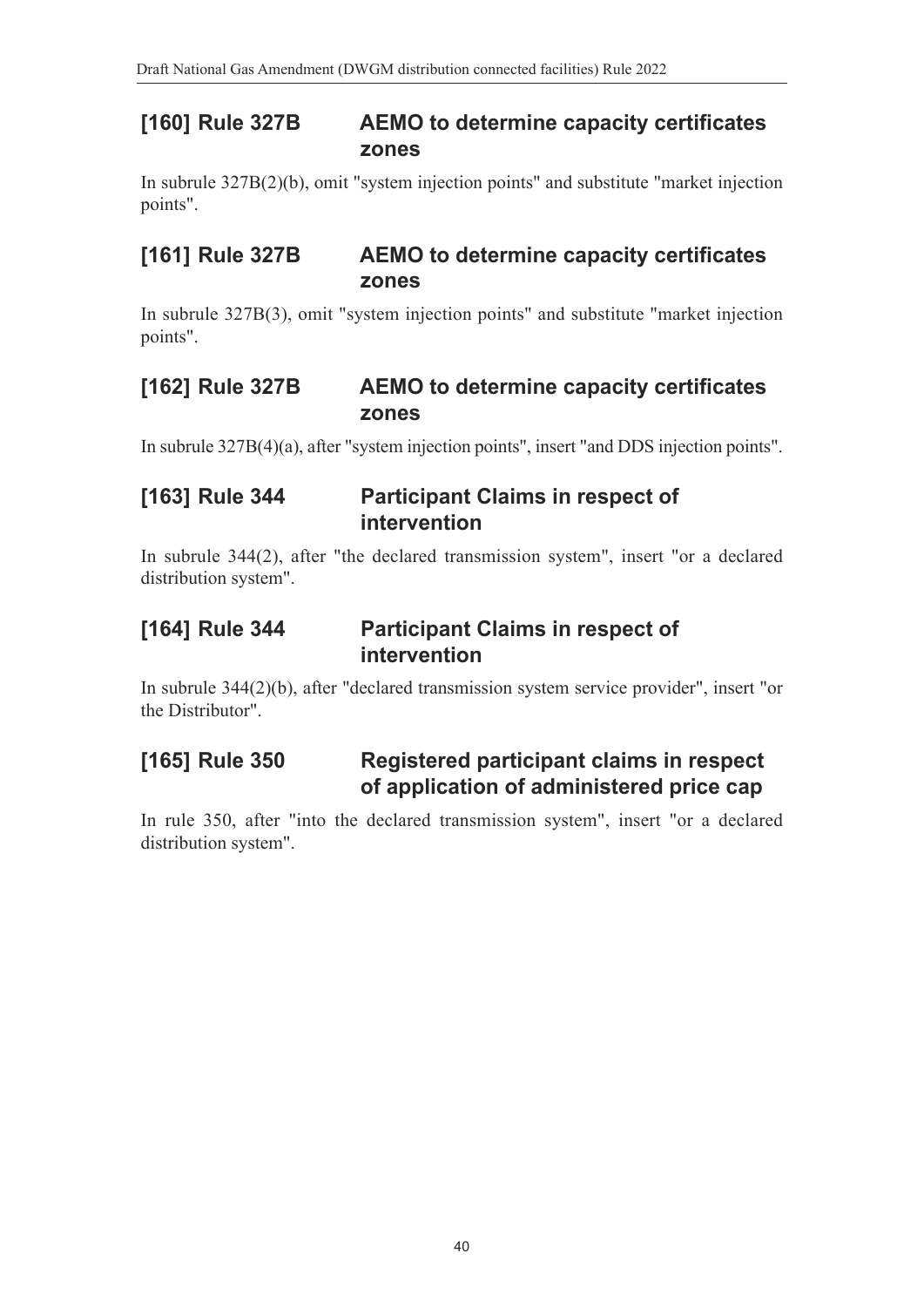## [160] Rule 327B AEMO to determine capacity certificates zones

In subrule 327B(2)(b), omit "system injection points" and substitute "market injection points".

## [161] Rule 327B AEMO to determine capacity certificates zones

In subrule 327B(3), omit "system injection points" and substitute "market injection points".

## [162] Rule 327B AEMO to determine capacity certificates zones

In subrule 327B(4)(a), after "system injection points", insert "and DDS injection points".

## [163] Rule 344 Participant Claims in respect of intervention

In subrule 344(2), after "the declared transmission system", insert "or a declared distribution system".

## [164] Rule 344 Participant Claims in respect of intervention

In subrule 344(2)(b), after "declared transmission system service provider", insert "or the Distributor".

## [165] Rule 350 Registered participant claims in respect of application of administered price cap

In rule 350, after "into the declared transmission system", insert "or a declared distribution system".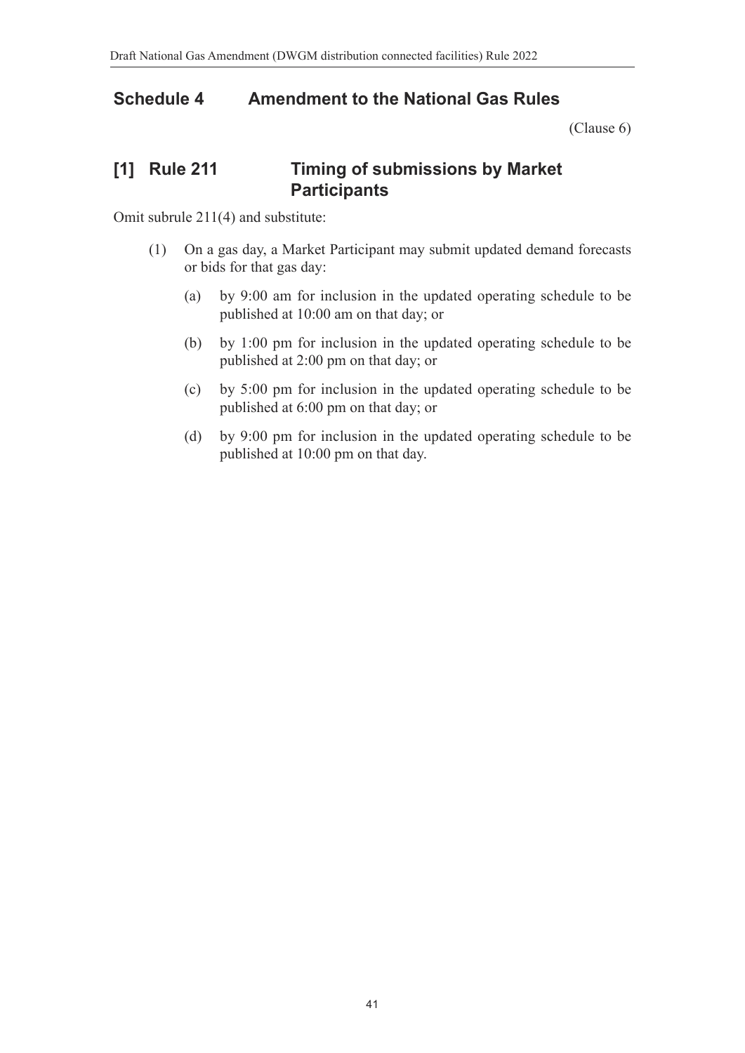## Schedule 4 Amendment to the National Gas Rules

(Clause 6)

### [1] Rule 211 Timing of submissions by Market Participants

Omit subrule 211(4) and substitute:

(1) On a gas day, a Market Participant may submit updated demand forecasts or bids for that gas day:

(a) by 9:00 am for inclusion in the updated operating schedule to be published at 10:00 am on that day; or

(b) by 1:00 pm for inclusion in the updated operating schedule to be published at 2:00 pm on that day; or

(c) by 5:00 pm for inclusion in the updated operating schedule to be published at 6:00 pm on that day; or

(d) by 9:00 pm for inclusion in the updated operating schedule to be published at 10:00 pm on that day.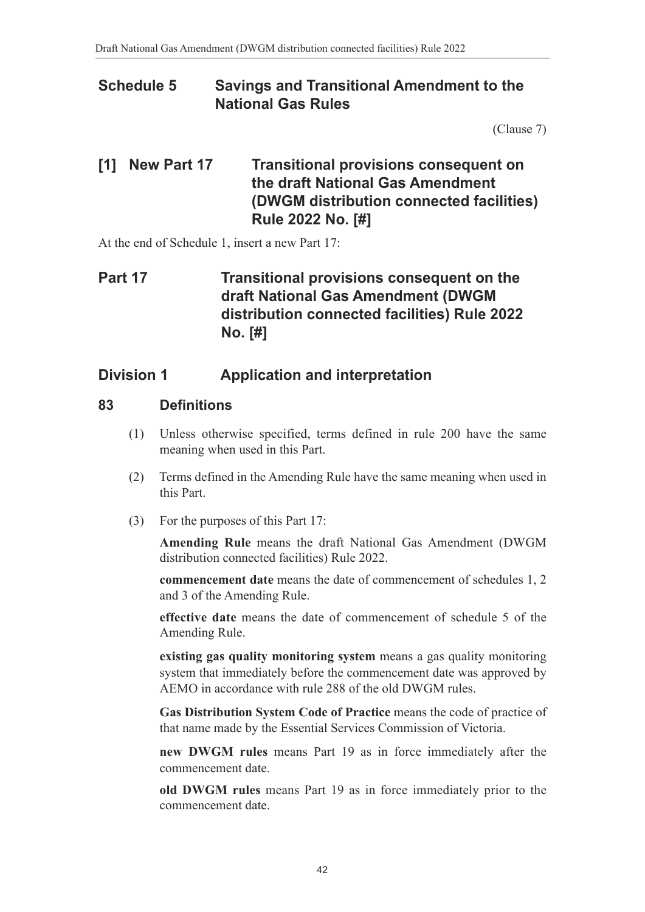# Schedule 5 Savings and Transitional Amendment to the National Gas Rules

(Clause 7)

## [1] New Part 17 Transitional provisions consequent on the draft National Gas Amendment (DWGM distribution connected facilities) Rule 2022 No. [#]

At the end of Schedule 1, insert a new Part 17:

# Part 17 Transitional provisions consequent on the draft National Gas Amendment (DWGM distribution connected facilities) Rule 2022 No. [#]

## Division 1 Application and interpretation

### 83 Definitions

(1) Unless otherwise specified, terms defined in rule 200 have the same meaning when used in this Part.

(2) Terms defined in the Amending Rule have the same meaning when used in this Part.

(3) For the purposes of this Part 17:

**Amending Rule** means the draft National Gas Amendment (DWGM distribution connected facilities) Rule 2022.

**commencement date** means the date of commencement of schedules 1, 2 and 3 of the Amending Rule.

**effective date** means the date of commencement of schedule 5 of the Amending Rule.

**existing gas quality monitoring system** means a gas quality monitoring system that immediately before the commencement date was approved by AEMO in accordance with rule 288 of the old DWGM rules.

**Gas Distribution System Code of Practice** means the code of practice of that name made by the Essential Services Commission of Victoria.

**new DWGM rules** means Part 19 as in force immediately after the commencement date.

**old DWGM rules** means Part 19 as in force immediately prior to the commencement date.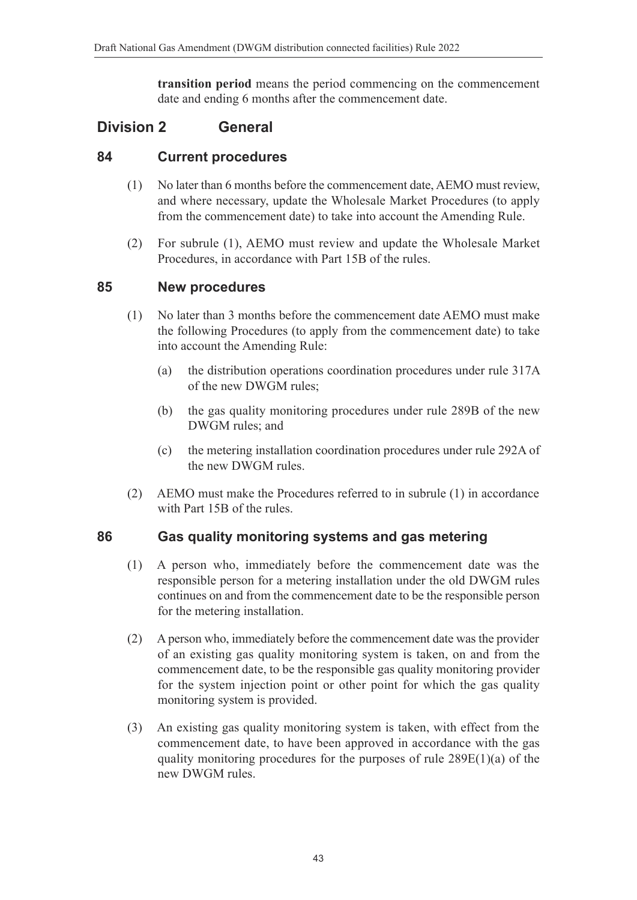**transition period** means the period commencing on the commencement date and ending 6 months after the commencement date.

## Division 2 General

### 84 Current procedures

(1) No later than 6 months before the commencement date, AEMO must review, and where necessary, update the Wholesale Market Procedures (to apply from the commencement date) to take into account the Amending Rule.

(2) For subrule (1), AEMO must review and update the Wholesale Market Procedures, in accordance with Part 15B of the rules.

### 85 New procedures

(1) No later than 3 months before the commencement date AEMO must make the following Procedures (to apply from the commencement date) to take into account the Amending Rule:

(a) the distribution operations coordination procedures under rule 317A of the new DWGM rules;

(b) the gas quality monitoring procedures under rule 289B of the new DWGM rules; and

(c) the metering installation coordination procedures under rule 292A of the new DWGM rules.

(2) AEMO must make the Procedures referred to in subrule (1) in accordance with Part 15B of the rules.

### 86 Gas quality monitoring systems and gas metering

(1) A person who, immediately before the commencement date was the responsible person for a metering installation under the old DWGM rules continues on and from the commencement date to be the responsible person for the metering installation.

(2) A person who, immediately before the commencement date was the provider of an existing gas quality monitoring system is taken, on and from the commencement date, to be the responsible gas quality monitoring provider for the system injection point or other point for which the gas quality monitoring system is provided.

(3) An existing gas quality monitoring system is taken, with effect from the commencement date, to have been approved in accordance with the gas quality monitoring procedures for the purposes of rule 289E(1)(a) of the new DWGM rules.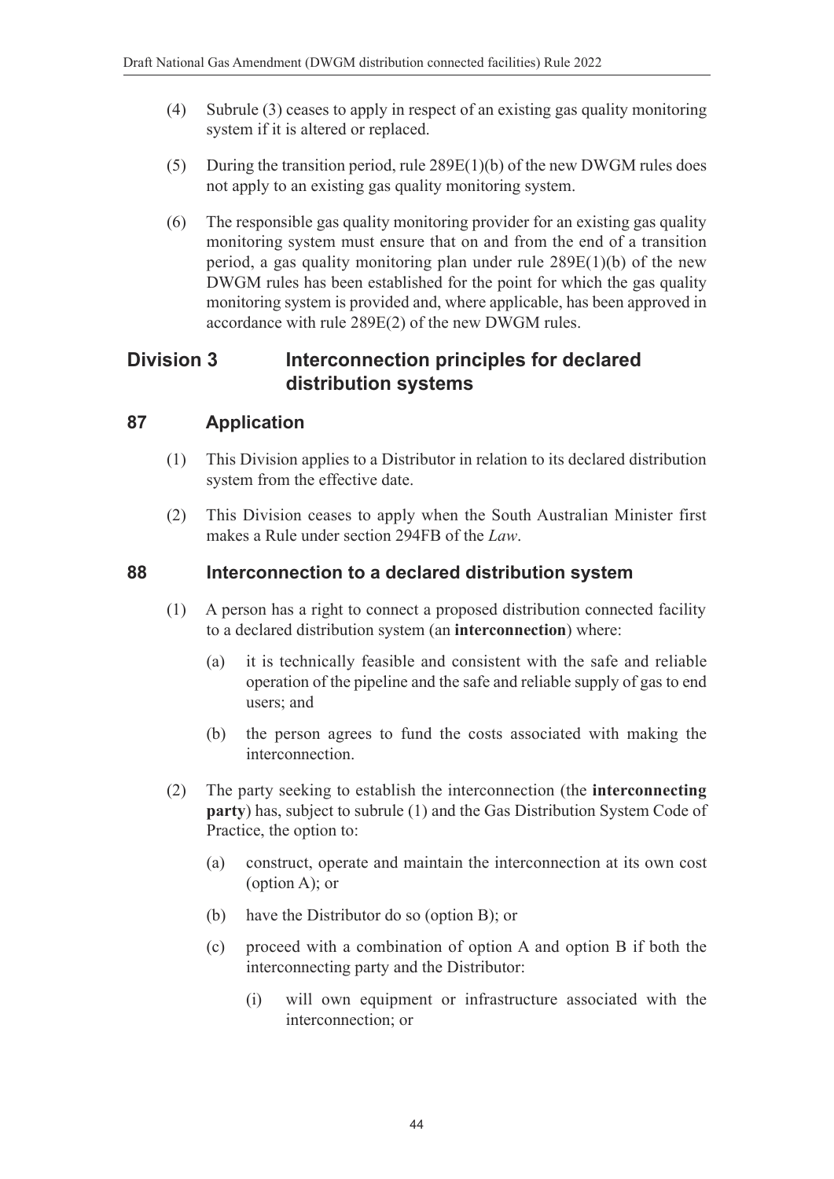(4) Subrule (3) ceases to apply in respect of an existing gas quality monitoring system if it is altered or replaced.

(5) During the transition period, rule 289E(1)(b) of the new DWGM rules does not apply to an existing gas quality monitoring system.

(6) The responsible gas quality monitoring provider for an existing gas quality monitoring system must ensure that on and from the end of a transition period, a gas quality monitoring plan under rule 289E(1)(b) of the new DWGM rules has been established for the point for which the gas quality monitoring system is provided and, where applicable, has been approved in accordance with rule 289E(2) of the new DWGM rules.

## Division 3 Interconnection principles for declared distribution systems

### 87 Application

(1) This Division applies to a Distributor in relation to its declared distribution system from the effective date.

(2) This Division ceases to apply when the South Australian Minister first makes a Rule under section 294FB of the *Law*.

### 88 Interconnection to a declared distribution system

(1) A person has a right to connect a proposed distribution connected facility to a declared distribution system (an **interconnection**) where:

(a) it is technically feasible and consistent with the safe and reliable operation of the pipeline and the safe and reliable supply of gas to end users; and

(b) the person agrees to fund the costs associated with making the interconnection.

(2) The party seeking to establish the interconnection (the **interconnecting party**) has, subject to subrule (1) and the Gas Distribution System Code of Practice, the option to:

(a) construct, operate and maintain the interconnection at its own cost (option A); or

(b) have the Distributor do so (option B); or

(c) proceed with a combination of option A and option B if both the interconnecting party and the Distributor:

(i) will own equipment or infrastructure associated with the interconnection; or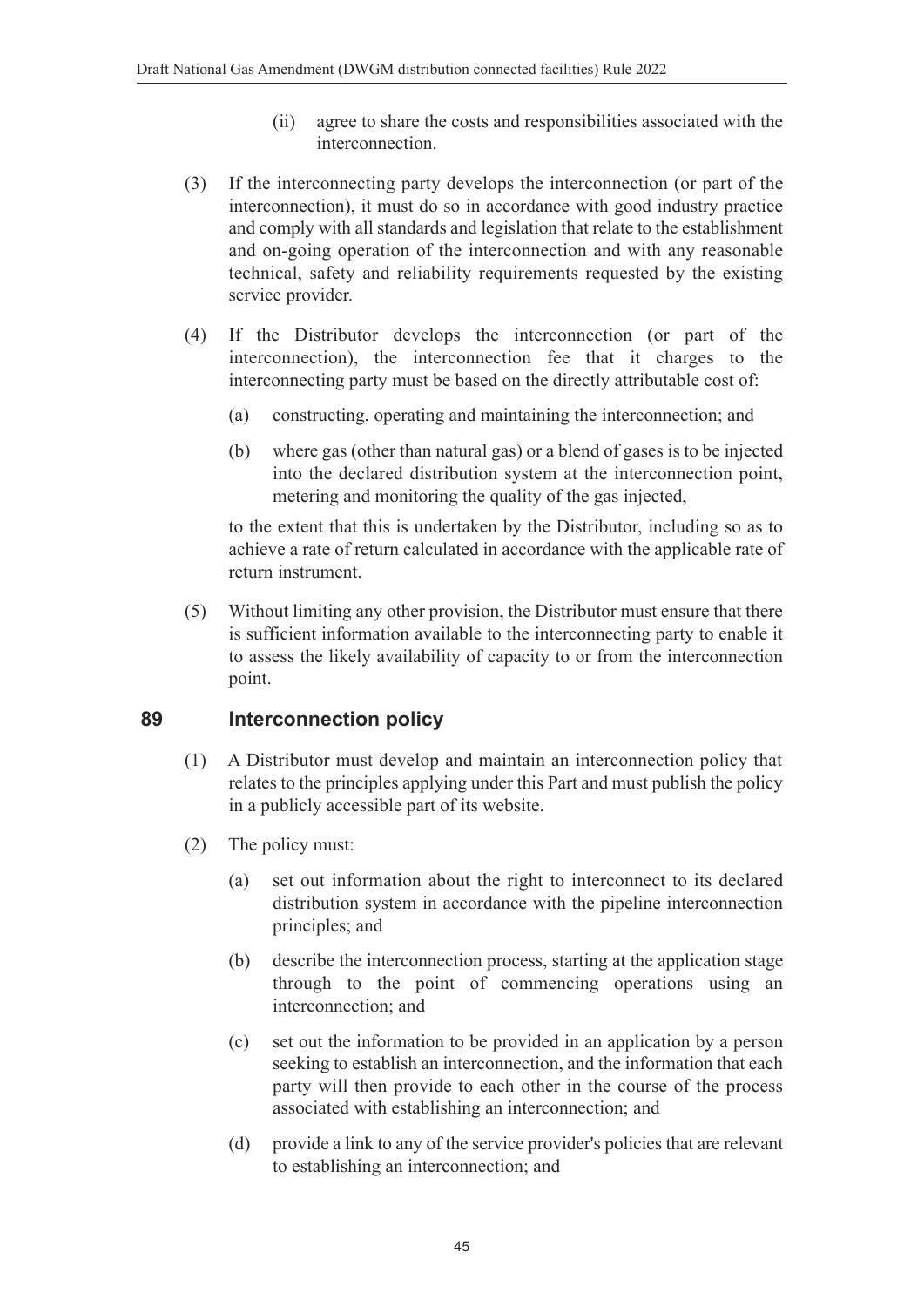(ii) agree to share the costs and responsibilities associated with the interconnection.

(3) If the interconnecting party develops the interconnection (or part of the interconnection), it must do so in accordance with good industry practice and comply with all standards and legislation that relate to the establishment and on-going operation of the interconnection and with any reasonable technical, safety and reliability requirements requested by the existing service provider.

(4) If the Distributor develops the interconnection (or part of the interconnection), the interconnection fee that it charges to the interconnecting party must be based on the directly attributable cost of:

(a) constructing, operating and maintaining the interconnection; and

(b) where gas (other than natural gas) or a blend of gases is to be injected into the declared distribution system at the interconnection point, metering and monitoring the quality of the gas injected,

to the extent that this is undertaken by the Distributor, including so as to achieve a rate of return calculated in accordance with the applicable rate of return instrument.

(5) Without limiting any other provision, the Distributor must ensure that there is sufficient information available to the interconnecting party to enable it to assess the likely availability of capacity to or from the interconnection point.

## 89 Interconnection policy

(1) A Distributor must develop and maintain an interconnection policy that relates to the principles applying under this Part and must publish the policy in a publicly accessible part of its website.

(2) The policy must:

(a) set out information about the right to interconnect to its declared distribution system in accordance with the pipeline interconnection principles; and

(b) describe the interconnection process, starting at the application stage through to the point of commencing operations using an interconnection; and

(c) set out the information to be provided in an application by a person seeking to establish an interconnection, and the information that each party will then provide to each other in the course of the process associated with establishing an interconnection; and

(d) provide a link to any of the service provider's policies that are relevant to establishing an interconnection; and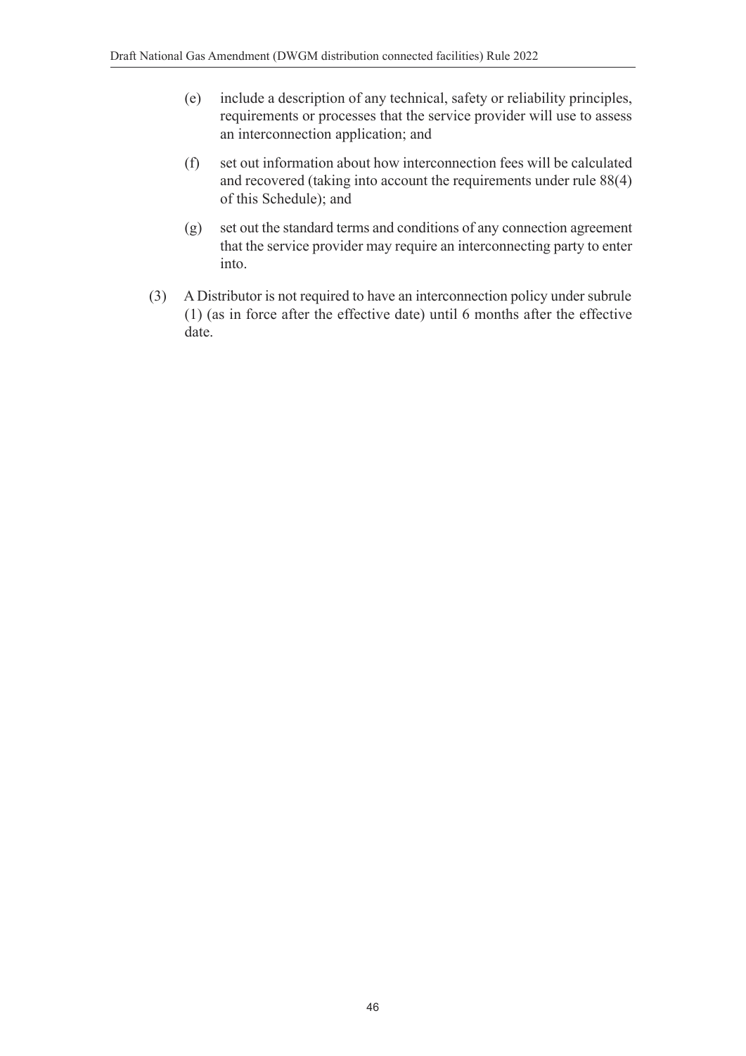(e) include a description of any technical, safety or reliability principles, requirements or processes that the service provider will use to assess an interconnection application; and

(f) set out information about how interconnection fees will be calculated and recovered (taking into account the requirements under rule 88(4) of this Schedule); and

(g) set out the standard terms and conditions of any connection agreement that the service provider may require an interconnecting party to enter into.

(3) A Distributor is not required to have an interconnection policy under subrule (1) (as in force after the effective date) until 6 months after the effective date.